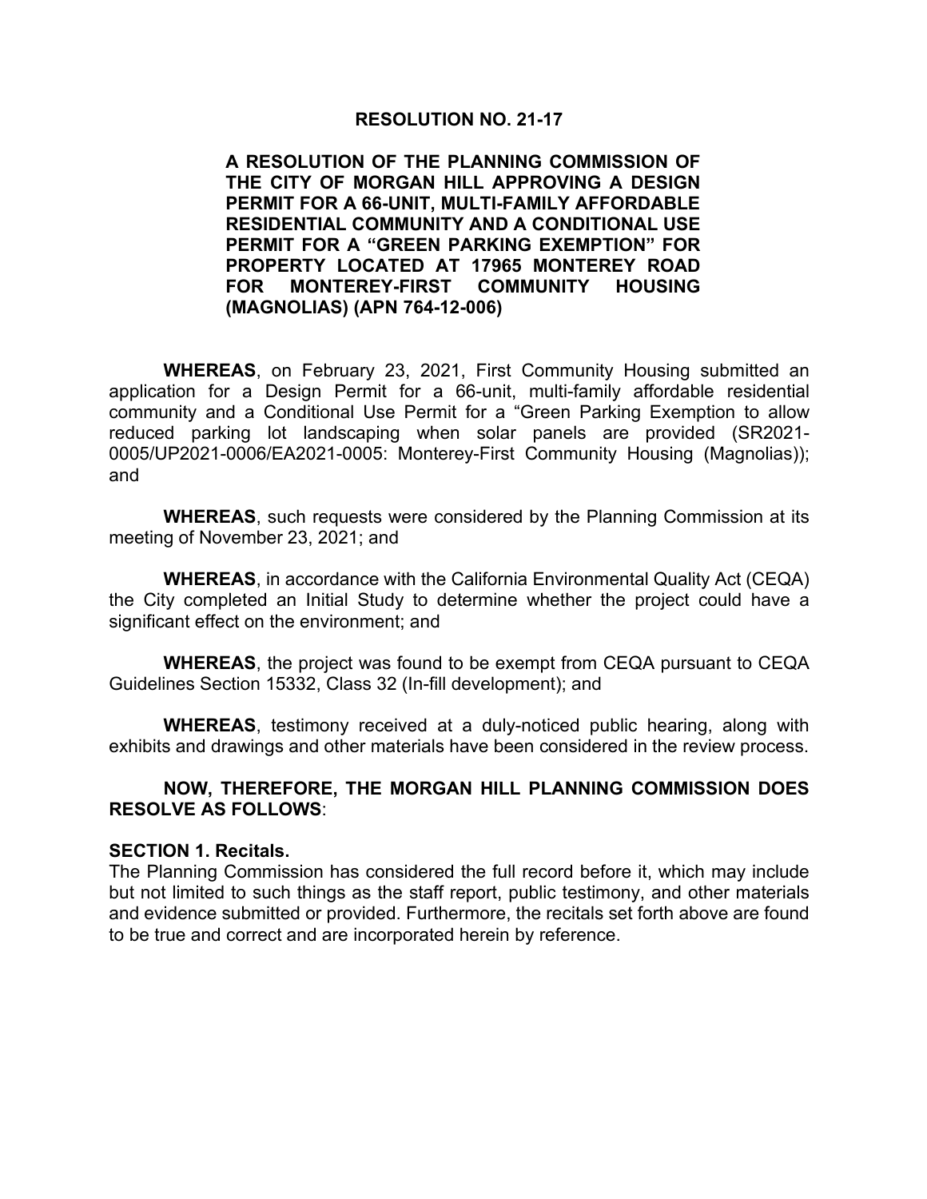# RESOLUTION NO. 21-17

**A RESOLUTION OF THE PLANNING COMMISSION OF THE CITY OF MORGAN HILL APPROVING A DESIGN PERMIT FOR A 66-UNIT, MULTI-FAMILY AFFORDABLE RESIDENTIAL COMMUNITY AND A CONDITIONAL USE PERMIT FOR A "GREEN PARKING EXEMPTION" FOR PROPERTY LOCATED AT 17965 MONTEREY ROAD FOR MONTEREY-FIRST COMMUNITY HOUSING (MAGNOLIAS) (APN 764-12-006)**

**WHEREAS**, on February 23, 2021, First Community Housing submitted an application for a Design Permit for a 66-unit, multi-family affordable residential community and a Conditional Use Permit for a "Green Parking Exemption to allow reduced parking lot landscaping when solar panels are provided (SR2021-0005/UP2021-0006/EA2021-0005: Monterey-First Community Housing (Magnolias)); and

**WHEREAS**, such requests were considered by the Planning Commission at its meeting of November 23, 2021; and

**WHEREAS**, in accordance with the California Environmental Quality Act (CEQA) the City completed an Initial Study to determine whether the project could have a significant effect on the environment; and

**WHEREAS**, the project was found to be exempt from CEQA pursuant to CEQA Guidelines Section 15332, Class 32 (In-fill development); and

**WHEREAS**, testimony received at a duly-noticed public hearing, along with exhibits and drawings and other materials have been considered in the review process.

**NOW, THEREFORE, THE MORGAN HILL PLANNING COMMISSION DOES RESOLVE AS FOLLOWS**:

**SECTION 1. Recitals.**
The Planning Commission has considered the full record before it, which may include but not limited to such things as the staff report, public testimony, and other materials and evidence submitted or provided. Furthermore, the recitals set forth above are found to be true and correct and are incorporated herein by reference.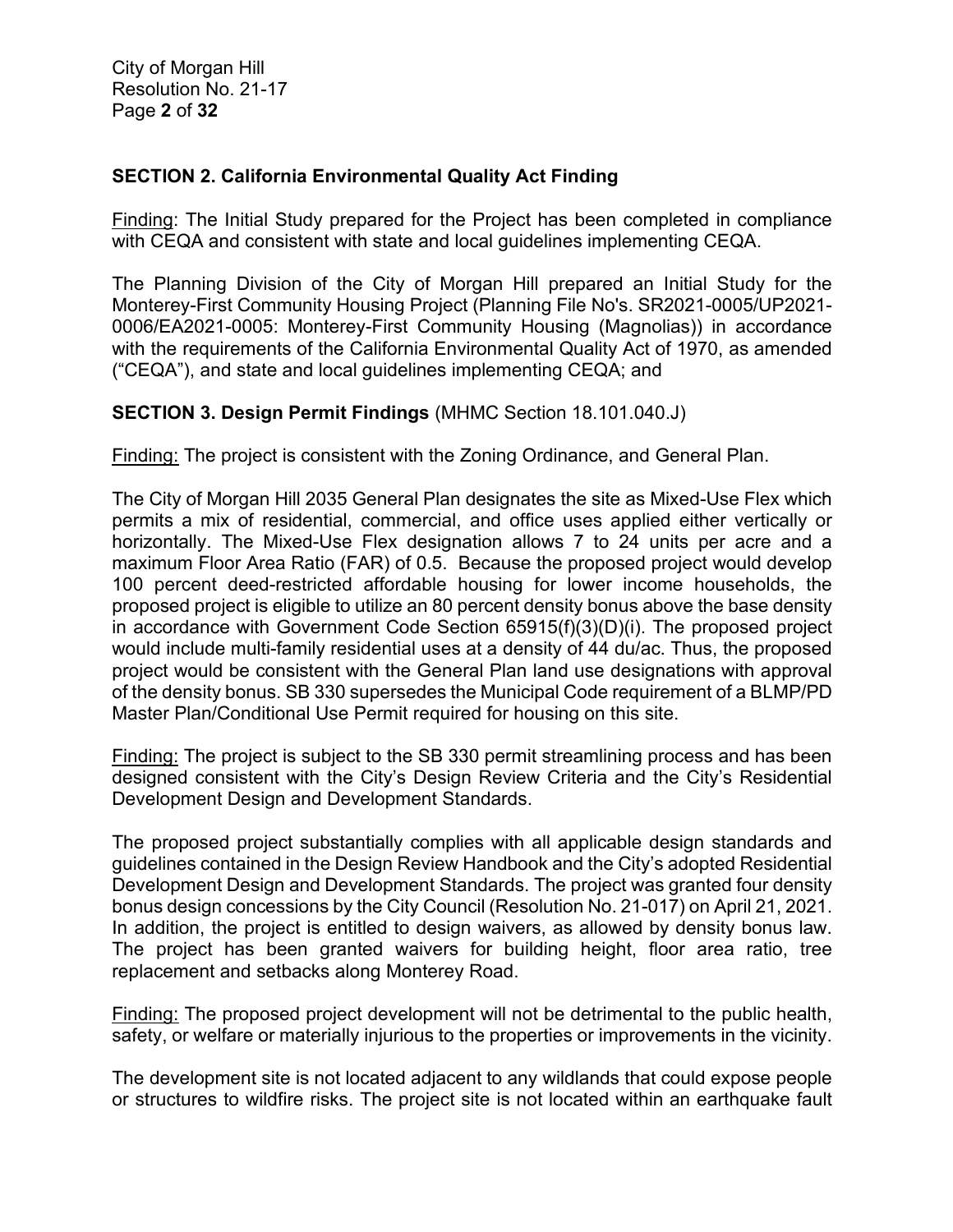## SECTION 2. California Environmental Quality Act Finding

Finding: The Initial Study prepared for the Project has been completed in compliance with CEQA and consistent with state and local guidelines implementing CEQA.

The Planning Division of the City of Morgan Hill prepared an Initial Study for the Monterey-First Community Housing Project (Planning File No's. SR2021-0005/UP2021-0006/EA2021-0005: Monterey-First Community Housing (Magnolias)) in accordance with the requirements of the California Environmental Quality Act of 1970, as amended ("CEQA"), and state and local guidelines implementing CEQA; and

## SECTION 3. Design Permit Findings (MHMC Section 18.101.040.J)

Finding: The project is consistent with the Zoning Ordinance, and General Plan.

The City of Morgan Hill 2035 General Plan designates the site as Mixed-Use Flex which permits a mix of residential, commercial, and office uses applied either vertically or horizontally. The Mixed-Use Flex designation allows 7 to 24 units per acre and a maximum Floor Area Ratio (FAR) of 0.5. Because the proposed project would develop 100 percent deed-restricted affordable housing for lower income households, the proposed project is eligible to utilize an 80 percent density bonus above the base density in accordance with Government Code Section 65915(f)(3)(D)(i). The proposed project would include multi-family residential uses at a density of 44 du/ac. Thus, the proposed project would be consistent with the General Plan land use designations with approval of the density bonus. SB 330 supersedes the Municipal Code requirement of a BLMP/PD Master Plan/Conditional Use Permit required for housing on this site.

Finding: The project is subject to the SB 330 permit streamlining process and has been designed consistent with the City's Design Review Criteria and the City's Residential Development Design and Development Standards.

The proposed project substantially complies with all applicable design standards and guidelines contained in the Design Review Handbook and the City's adopted Residential Development Design and Development Standards. The project was granted four density bonus design concessions by the City Council (Resolution No. 21-017) on April 21, 2021. In addition, the project is entitled to design waivers, as allowed by density bonus law. The project has been granted waivers for building height, floor area ratio, tree replacement and setbacks along Monterey Road.

Finding: The proposed project development will not be detrimental to the public health, safety, or welfare or materially injurious to the properties or improvements in the vicinity.

The development site is not located adjacent to any wildlands that could expose people or structures to wildfire risks. The project site is not located within an earthquake fault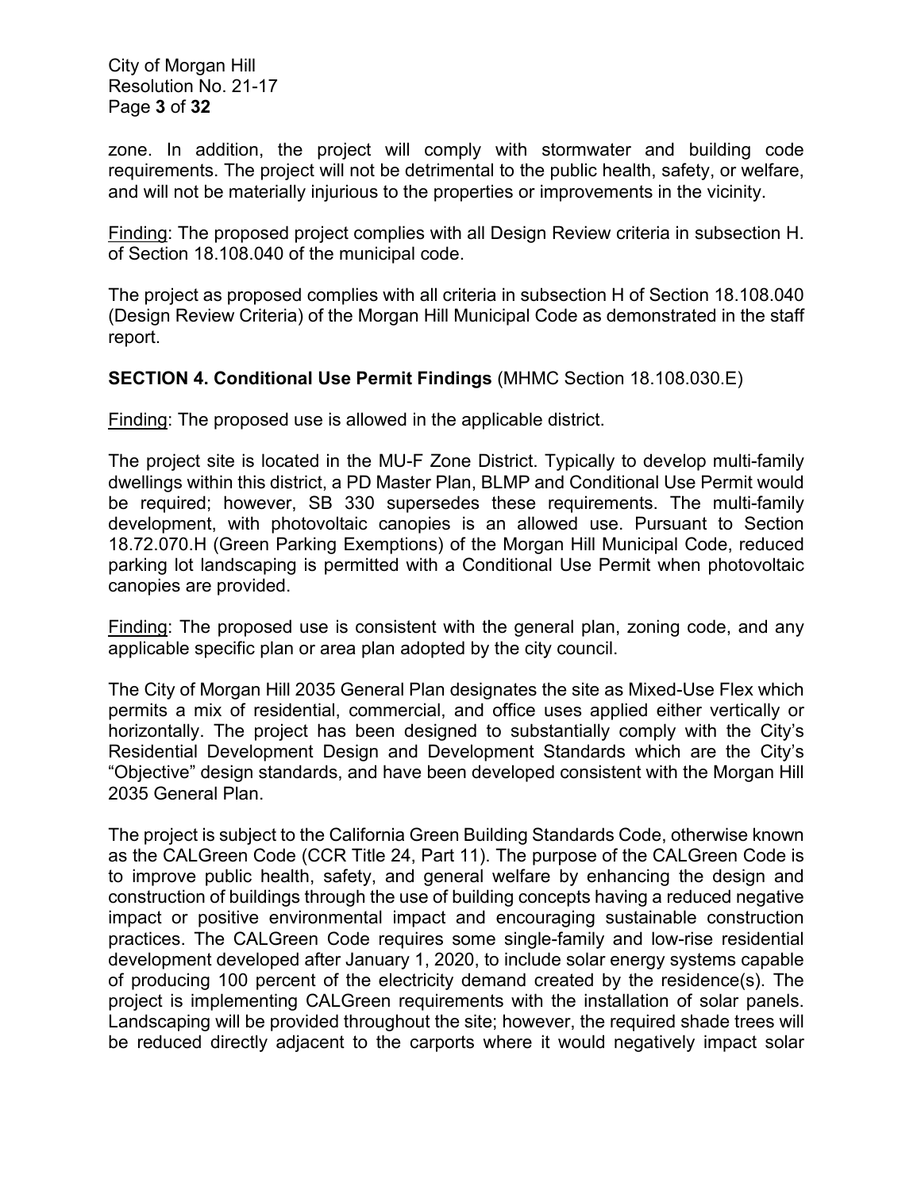zone. In addition, the project will comply with stormwater and building code requirements. The project will not be detrimental to the public health, safety, or welfare, and will not be materially injurious to the properties or improvements in the vicinity.

Finding: The proposed project complies with all Design Review criteria in subsection H. of Section 18.108.040 of the municipal code.

The project as proposed complies with all criteria in subsection H of Section 18.108.040 (Design Review Criteria) of the Morgan Hill Municipal Code as demonstrated in the staff report.

**SECTION 4. Conditional Use Permit Findings** (MHMC Section 18.108.030.E)

Finding: The proposed use is allowed in the applicable district.

The project site is located in the MU-F Zone District. Typically to develop multi-family dwellings within this district, a PD Master Plan, BLMP and Conditional Use Permit would be required; however, SB 330 supersedes these requirements. The multi-family development, with photovoltaic canopies is an allowed use. Pursuant to Section 18.72.070.H (Green Parking Exemptions) of the Morgan Hill Municipal Code, reduced parking lot landscaping is permitted with a Conditional Use Permit when photovoltaic canopies are provided.

Finding: The proposed use is consistent with the general plan, zoning code, and any applicable specific plan or area plan adopted by the city council.

The City of Morgan Hill 2035 General Plan designates the site as Mixed-Use Flex which permits a mix of residential, commercial, and office uses applied either vertically or horizontally. The project has been designed to substantially comply with the City's Residential Development Design and Development Standards which are the City's "Objective" design standards, and have been developed consistent with the Morgan Hill 2035 General Plan.

The project is subject to the California Green Building Standards Code, otherwise known as the CALGreen Code (CCR Title 24, Part 11). The purpose of the CALGreen Code is to improve public health, safety, and general welfare by enhancing the design and construction of buildings through the use of building concepts having a reduced negative impact or positive environmental impact and encouraging sustainable construction practices. The CALGreen Code requires some single-family and low-rise residential development developed after January 1, 2020, to include solar energy systems capable of producing 100 percent of the electricity demand created by the residence(s). The project is implementing CALGreen requirements with the installation of solar panels. Landscaping will be provided throughout the site; however, the required shade trees will be reduced directly adjacent to the carports where it would negatively impact solar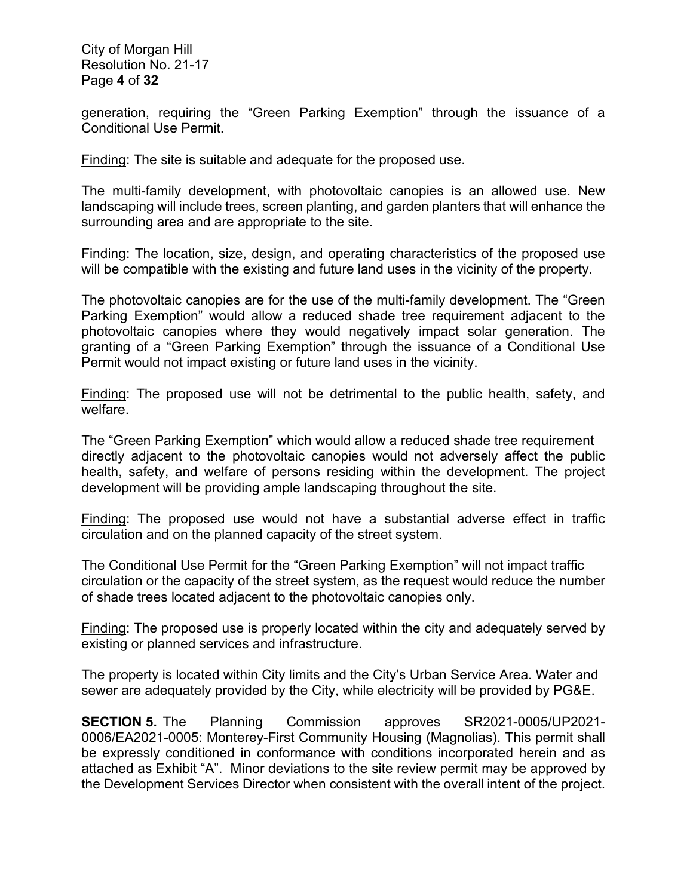generation, requiring the "Green Parking Exemption" through the issuance of a Conditional Use Permit.

Finding: The site is suitable and adequate for the proposed use.

The multi-family development, with photovoltaic canopies is an allowed use. New landscaping will include trees, screen planting, and garden planters that will enhance the surrounding area and are appropriate to the site.

Finding: The location, size, design, and operating characteristics of the proposed use will be compatible with the existing and future land uses in the vicinity of the property.

The photovoltaic canopies are for the use of the multi-family development. The "Green Parking Exemption" would allow a reduced shade tree requirement adjacent to the photovoltaic canopies where they would negatively impact solar generation. The granting of a "Green Parking Exemption" through the issuance of a Conditional Use Permit would not impact existing or future land uses in the vicinity.

Finding: The proposed use will not be detrimental to the public health, safety, and welfare.

The "Green Parking Exemption" which would allow a reduced shade tree requirement directly adjacent to the photovoltaic canopies would not adversely affect the public health, safety, and welfare of persons residing within the development. The project development will be providing ample landscaping throughout the site.

Finding: The proposed use would not have a substantial adverse effect in traffic circulation and on the planned capacity of the street system.

The Conditional Use Permit for the "Green Parking Exemption" will not impact traffic circulation or the capacity of the street system, as the request would reduce the number of shade trees located adjacent to the photovoltaic canopies only.

Finding: The proposed use is properly located within the city and adequately served by existing or planned services and infrastructure.

The property is located within City limits and the City's Urban Service Area. Water and sewer are adequately provided by the City, while electricity will be provided by PG&E.

**SECTION 5.** The Planning Commission approves SR2021-0005/UP2021-0006/EA2021-0005: Monterey-First Community Housing (Magnolias). This permit shall be expressly conditioned in conformance with conditions incorporated herein and as attached as Exhibit "A". Minor deviations to the site review permit may be approved by the Development Services Director when consistent with the overall intent of the project.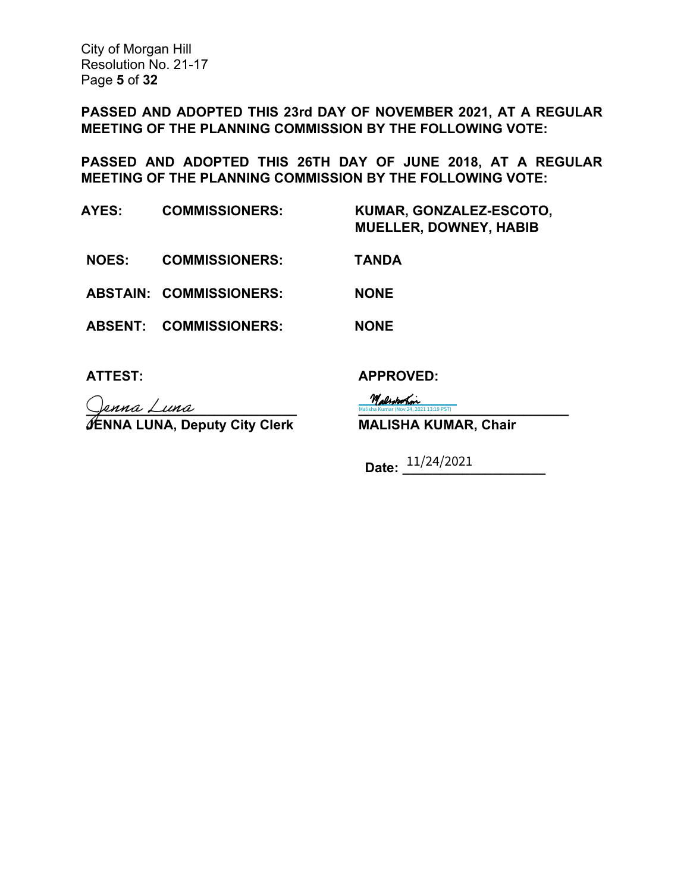**PASSED AND ADOPTED THIS 23rd DAY OF NOVEMBER 2021, AT A REGULAR MEETING OF THE PLANNING COMMISSION BY THE FOLLOWING VOTE:**

**PASSED AND ADOPTED THIS 26TH DAY OF JUNE 2018, AT A REGULAR MEETING OF THE PLANNING COMMISSION BY THE FOLLOWING VOTE:**

| | | |
|---|---|---|
| **AYES:** | **COMMISSIONERS:** | **KUMAR, GONZALEZ-ESCOTO, MUELLER, DOWNEY, HABIB** |
| **NOES:** | **COMMISSIONERS:** | **TANDA** |
| **ABSTAIN:** | **COMMISSIONERS:** | **NONE** |
| **ABSENT:** | **COMMISSIONERS:** | **NONE** |

**ATTEST:**

Jenna Luna

**JENNA LUNA, Deputy City Clerk**

**APPROVED:**

Malisha Kumar (Nov 24, 2021 13:19 PST)

**MALISHA KUMAR, Chair**

**Date:** 11/24/2021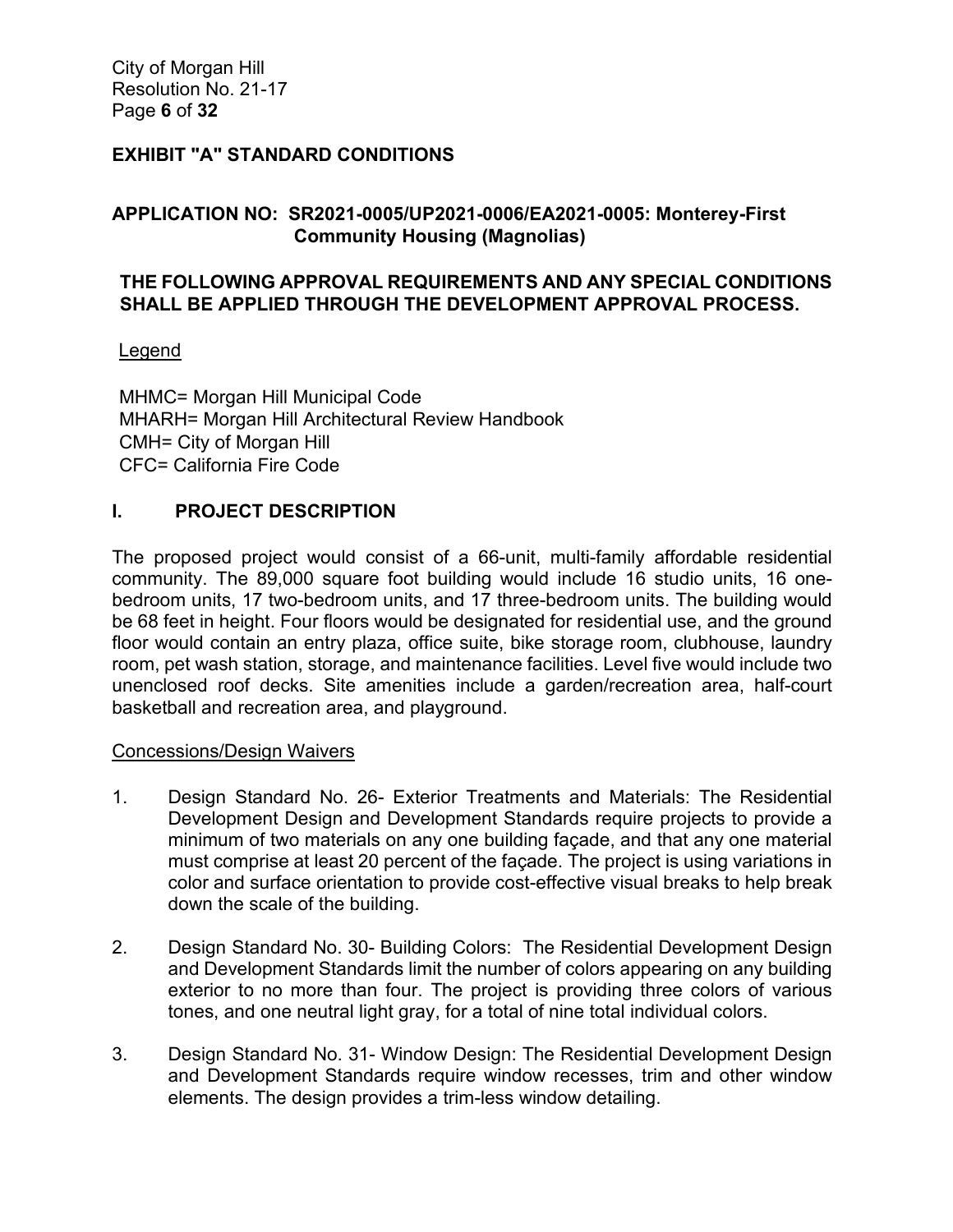## EXHIBIT "A" STANDARD CONDITIONS

**APPLICATION NO: SR2021-0005/UP2021-0006/EA2021-0005: Monterey-First Community Housing (Magnolias)**

**THE FOLLOWING APPROVAL REQUIREMENTS AND ANY SPECIAL CONDITIONS SHALL BE APPLIED THROUGH THE DEVELOPMENT APPROVAL PROCESS.**

Legend

MHMC= Morgan Hill Municipal Code
MHARH= Morgan Hill Architectural Review Handbook
CMH= City of Morgan Hill
CFC= California Fire Code

## I. PROJECT DESCRIPTION

The proposed project would consist of a 66-unit, multi-family affordable residential community. The 89,000 square foot building would include 16 studio units, 16 one-bedroom units, 17 two-bedroom units, and 17 three-bedroom units. The building would be 68 feet in height. Four floors would be designated for residential use, and the ground floor would contain an entry plaza, office suite, bike storage room, clubhouse, laundry room, pet wash station, storage, and maintenance facilities. Level five would include two unenclosed roof decks. Site amenities include a garden/recreation area, half-court basketball and recreation area, and playground.

Concessions/Design Waivers

1. Design Standard No. 26- Exterior Treatments and Materials: The Residential Development Design and Development Standards require projects to provide a minimum of two materials on any one building façade, and that any one material must comprise at least 20 percent of the façade. The project is using variations in color and surface orientation to provide cost-effective visual breaks to help break down the scale of the building.

2. Design Standard No. 30- Building Colors: The Residential Development Design and Development Standards limit the number of colors appearing on any building exterior to no more than four. The project is providing three colors of various tones, and one neutral light gray, for a total of nine total individual colors.

3. Design Standard No. 31- Window Design: The Residential Development Design and Development Standards require window recesses, trim and other window elements. The design provides a trim-less window detailing.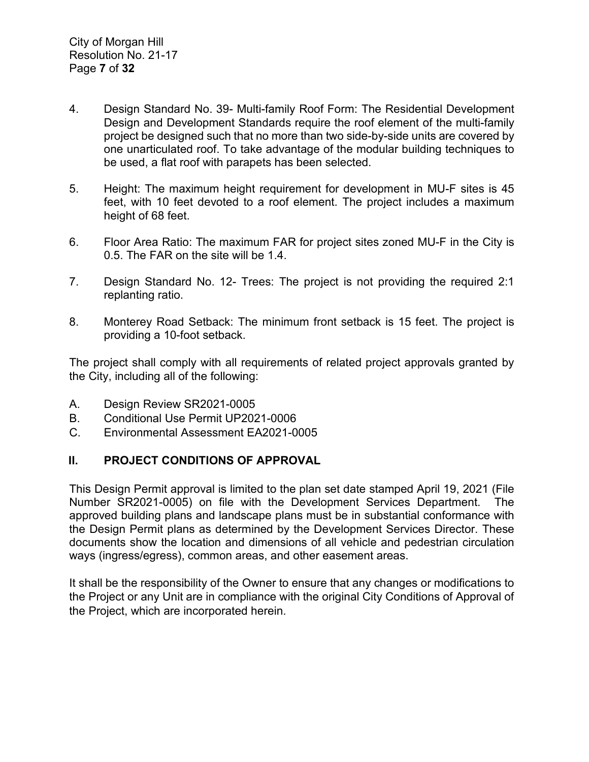4. Design Standard No. 39- Multi-family Roof Form: The Residential Development Design and Development Standards require the roof element of the multi-family project be designed such that no more than two side-by-side units are covered by one unarticulated roof. To take advantage of the modular building techniques to be used, a flat roof with parapets has been selected.

5. Height: The maximum height requirement for development in MU-F sites is 45 feet, with 10 feet devoted to a roof element. The project includes a maximum height of 68 feet.

6. Floor Area Ratio: The maximum FAR for project sites zoned MU-F in the City is 0.5. The FAR on the site will be 1.4.

7. Design Standard No. 12- Trees: The project is not providing the required 2:1 replanting ratio.

8. Monterey Road Setback: The minimum front setback is 15 feet. The project is providing a 10-foot setback.

The project shall comply with all requirements of related project approvals granted by the City, including all of the following:

A. Design Review SR2021-0005
B. Conditional Use Permit UP2021-0006
C. Environmental Assessment EA2021-0005

## II. PROJECT CONDITIONS OF APPROVAL

This Design Permit approval is limited to the plan set date stamped April 19, 2021 (File Number SR2021-0005) on file with the Development Services Department. The approved building plans and landscape plans must be in substantial conformance with the Design Permit plans as determined by the Development Services Director. These documents show the location and dimensions of all vehicle and pedestrian circulation ways (ingress/egress), common areas, and other easement areas.

It shall be the responsibility of the Owner to ensure that any changes or modifications to the Project or any Unit are in compliance with the original City Conditions of Approval of the Project, which are incorporated herein.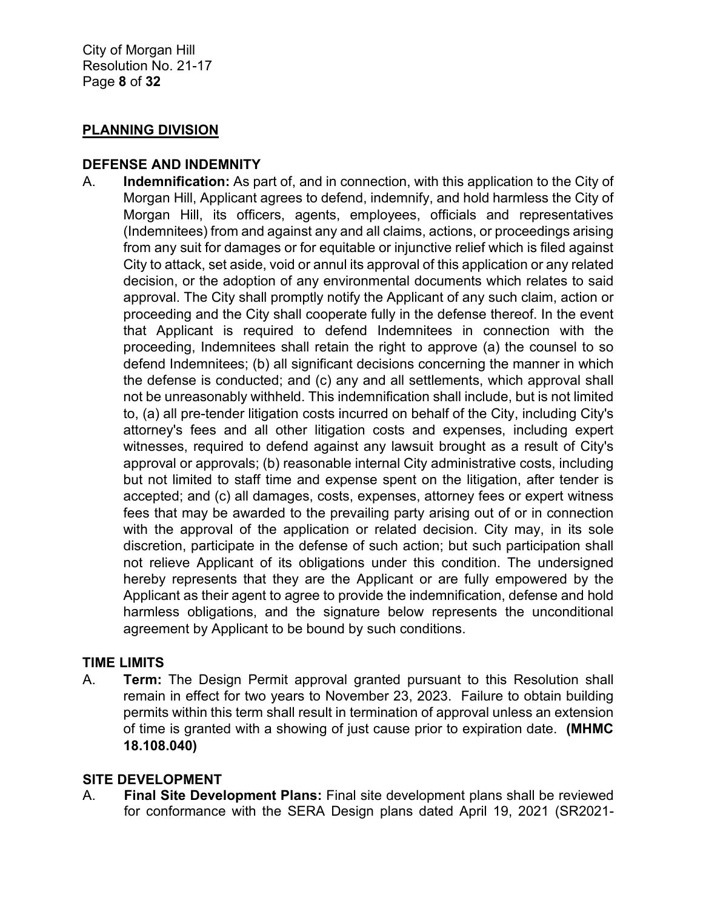## PLANNING DIVISION

### DEFENSE AND INDEMNITY

A. **Indemnification:** As part of, and in connection, with this application to the City of Morgan Hill, Applicant agrees to defend, indemnify, and hold harmless the City of Morgan Hill, its officers, agents, employees, officials and representatives (Indemnitees) from and against any and all claims, actions, or proceedings arising from any suit for damages or for equitable or injunctive relief which is filed against City to attack, set aside, void or annul its approval of this application or any related decision, or the adoption of any environmental documents which relates to said approval. The City shall promptly notify the Applicant of any such claim, action or proceeding and the City shall cooperate fully in the defense thereof. In the event that Applicant is required to defend Indemnitees in connection with the proceeding, Indemnitees shall retain the right to approve (a) the counsel to so defend Indemnitees; (b) all significant decisions concerning the manner in which the defense is conducted; and (c) any and all settlements, which approval shall not be unreasonably withheld. This indemnification shall include, but is not limited to, (a) all pre-tender litigation costs incurred on behalf of the City, including City's attorney's fees and all other litigation costs and expenses, including expert witnesses, required to defend against any lawsuit brought as a result of City's approval or approvals; (b) reasonable internal City administrative costs, including but not limited to staff time and expense spent on the litigation, after tender is accepted; and (c) all damages, costs, expenses, attorney fees or expert witness fees that may be awarded to the prevailing party arising out of or in connection with the approval of the application or related decision. City may, in its sole discretion, participate in the defense of such action; but such participation shall not relieve Applicant of its obligations under this condition. The undersigned hereby represents that they are the Applicant or are fully empowered by the Applicant as their agent to agree to provide the indemnification, defense and hold harmless obligations, and the signature below represents the unconditional agreement by Applicant to be bound by such conditions.

### TIME LIMITS

A. **Term:** The Design Permit approval granted pursuant to this Resolution shall remain in effect for two years to November 23, 2023. Failure to obtain building permits within this term shall result in termination of approval unless an extension of time is granted with a showing of just cause prior to expiration date. **(MHMC 18.108.040)**

### SITE DEVELOPMENT

A. **Final Site Development Plans:** Final site development plans shall be reviewed for conformance with the SERA Design plans dated April 19, 2021 (SR2021-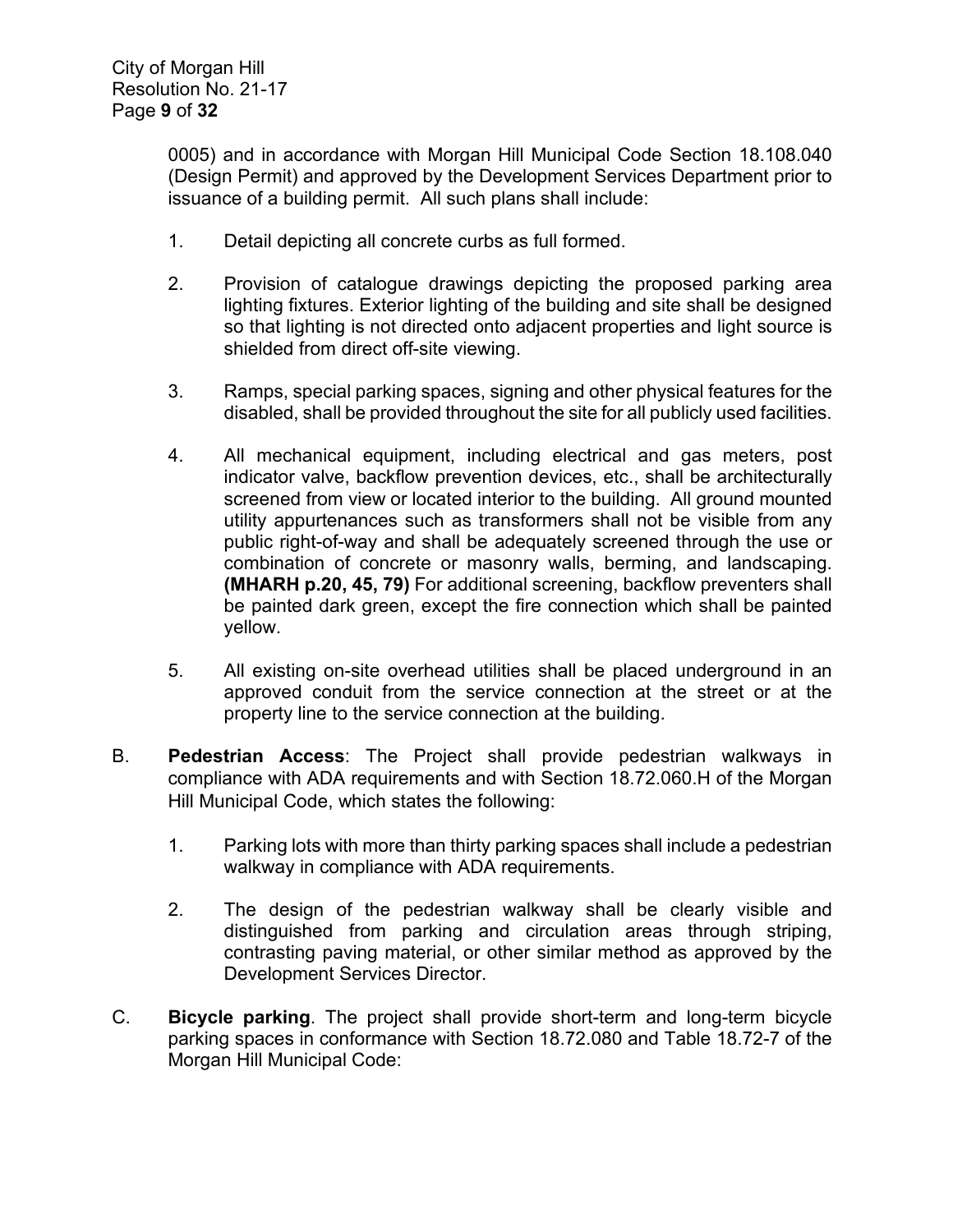0005) and in accordance with Morgan Hill Municipal Code Section 18.108.040 (Design Permit) and approved by the Development Services Department prior to issuance of a building permit. All such plans shall include:

1. Detail depicting all concrete curbs as full formed.

2. Provision of catalogue drawings depicting the proposed parking area lighting fixtures. Exterior lighting of the building and site shall be designed so that lighting is not directed onto adjacent properties and light source is shielded from direct off-site viewing.

3. Ramps, special parking spaces, signing and other physical features for the disabled, shall be provided throughout the site for all publicly used facilities.

4. All mechanical equipment, including electrical and gas meters, post indicator valve, backflow prevention devices, etc., shall be architecturally screened from view or located interior to the building. All ground mounted utility appurtenances such as transformers shall not be visible from any public right-of-way and shall be adequately screened through the use or combination of concrete or masonry walls, berming, and landscaping. **(MHARH p.20, 45, 79)** For additional screening, backflow preventers shall be painted dark green, except the fire connection which shall be painted yellow.

5. All existing on-site overhead utilities shall be placed underground in an approved conduit from the service connection at the street or at the property line to the service connection at the building.

B. **Pedestrian Access**: The Project shall provide pedestrian walkways in compliance with ADA requirements and with Section 18.72.060.H of the Morgan Hill Municipal Code, which states the following:

   1. Parking lots with more than thirty parking spaces shall include a pedestrian walkway in compliance with ADA requirements.

   2. The design of the pedestrian walkway shall be clearly visible and distinguished from parking and circulation areas through striping, contrasting paving material, or other similar method as approved by the Development Services Director.

C. **Bicycle parking**. The project shall provide short-term and long-term bicycle parking spaces in conformance with Section 18.72.080 and Table 18.72-7 of the Morgan Hill Municipal Code: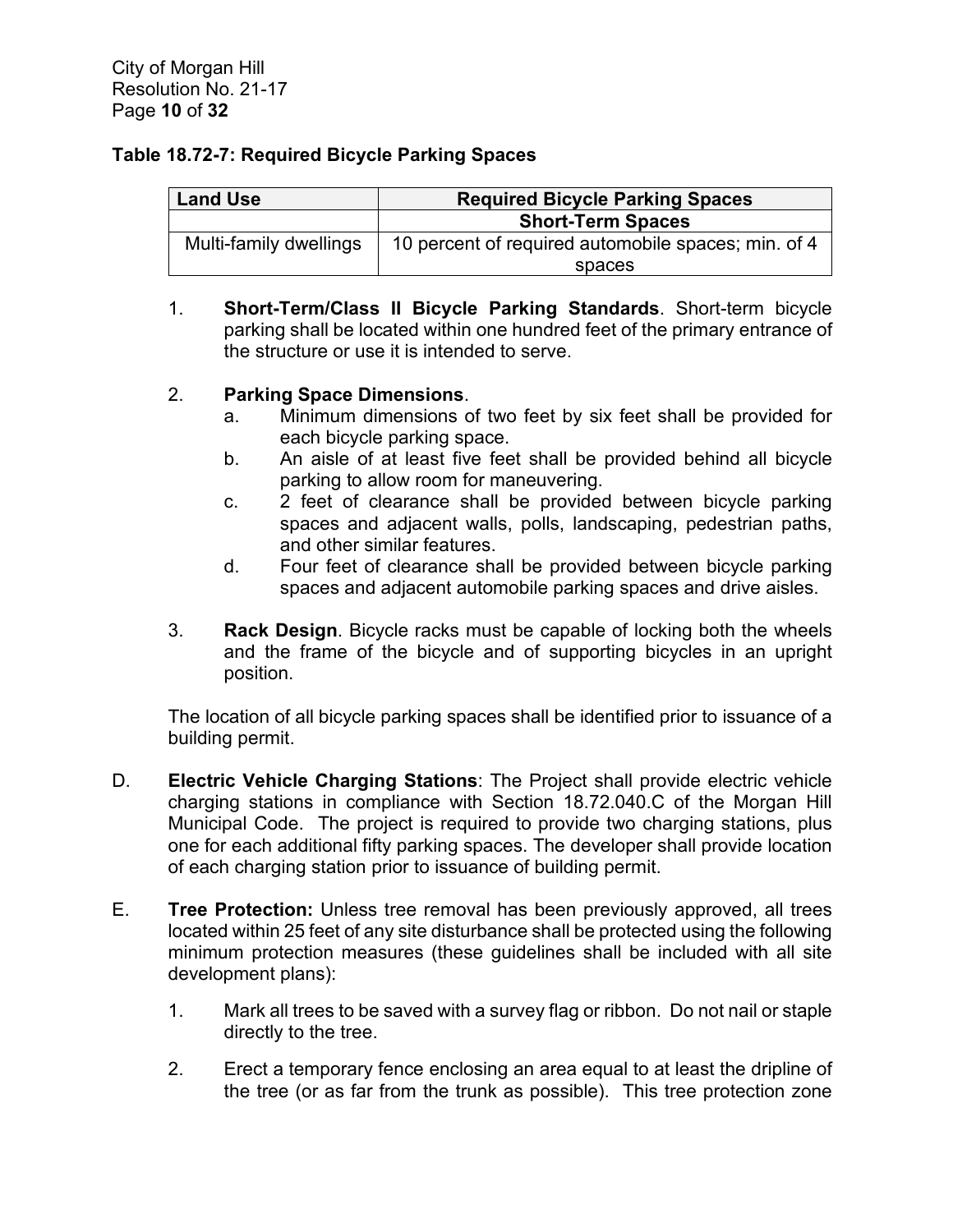**Table 18.72-7: Required Bicycle Parking Spaces**

| Land Use | Required Bicycle Parking Spaces |
|---|---|
| | **Short-Term Spaces** |
| Multi-family dwellings | 10 percent of required automobile spaces; min. of 4 spaces |

1. **Short-Term/Class II Bicycle Parking Standards**. Short-term bicycle parking shall be located within one hundred feet of the primary entrance of the structure or use it is intended to serve.

2. **Parking Space Dimensions**.
   a. Minimum dimensions of two feet by six feet shall be provided for each bicycle parking space.
   b. An aisle of at least five feet shall be provided behind all bicycle parking to allow room for maneuvering.
   c. 2 feet of clearance shall be provided between bicycle parking spaces and adjacent walls, polls, landscaping, pedestrian paths, and other similar features.
   d. Four feet of clearance shall be provided between bicycle parking spaces and adjacent automobile parking spaces and drive aisles.

3. **Rack Design**. Bicycle racks must be capable of locking both the wheels and the frame of the bicycle and of supporting bicycles in an upright position.

The location of all bicycle parking spaces shall be identified prior to issuance of a building permit.

D. **Electric Vehicle Charging Stations**: The Project shall provide electric vehicle charging stations in compliance with Section 18.72.040.C of the Morgan Hill Municipal Code. The project is required to provide two charging stations, plus one for each additional fifty parking spaces. The developer shall provide location of each charging station prior to issuance of building permit.

E. **Tree Protection:** Unless tree removal has been previously approved, all trees located within 25 feet of any site disturbance shall be protected using the following minimum protection measures (these guidelines shall be included with all site development plans):

1. Mark all trees to be saved with a survey flag or ribbon. Do not nail or staple directly to the tree.

2. Erect a temporary fence enclosing an area equal to at least the dripline of the tree (or as far from the trunk as possible). This tree protection zone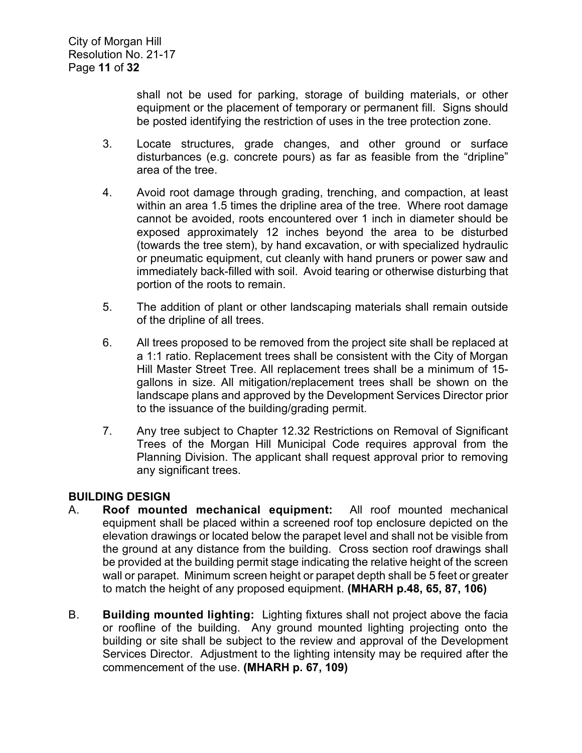shall not be used for parking, storage of building materials, or other equipment or the placement of temporary or permanent fill. Signs should be posted identifying the restriction of uses in the tree protection zone.

3. Locate structures, grade changes, and other ground or surface disturbances (e.g. concrete pours) as far as feasible from the "dripline" area of the tree.

4. Avoid root damage through grading, trenching, and compaction, at least within an area 1.5 times the dripline area of the tree. Where root damage cannot be avoided, roots encountered over 1 inch in diameter should be exposed approximately 12 inches beyond the area to be disturbed (towards the tree stem), by hand excavation, or with specialized hydraulic or pneumatic equipment, cut cleanly with hand pruners or power saw and immediately back-filled with soil. Avoid tearing or otherwise disturbing that portion of the roots to remain.

5. The addition of plant or other landscaping materials shall remain outside of the dripline of all trees.

6. All trees proposed to be removed from the project site shall be replaced at a 1:1 ratio. Replacement trees shall be consistent with the City of Morgan Hill Master Street Tree. All replacement trees shall be a minimum of 15-gallons in size. All mitigation/replacement trees shall be shown on the landscape plans and approved by the Development Services Director prior to the issuance of the building/grading permit.

7. Any tree subject to Chapter 12.32 Restrictions on Removal of Significant Trees of the Morgan Hill Municipal Code requires approval from the Planning Division. The applicant shall request approval prior to removing any significant trees.

**BUILDING DESIGN**

A. **Roof mounted mechanical equipment:** All roof mounted mechanical equipment shall be placed within a screened roof top enclosure depicted on the elevation drawings or located below the parapet level and shall not be visible from the ground at any distance from the building. Cross section roof drawings shall be provided at the building permit stage indicating the relative height of the screen wall or parapet. Minimum screen height or parapet depth shall be 5 feet or greater to match the height of any proposed equipment. **(MHARH p.48, 65, 87, 106)**

B. **Building mounted lighting:** Lighting fixtures shall not project above the facia or roofline of the building. Any ground mounted lighting projecting onto the building or site shall be subject to the review and approval of the Development Services Director. Adjustment to the lighting intensity may be required after the commencement of the use. **(MHARH p. 67, 109)**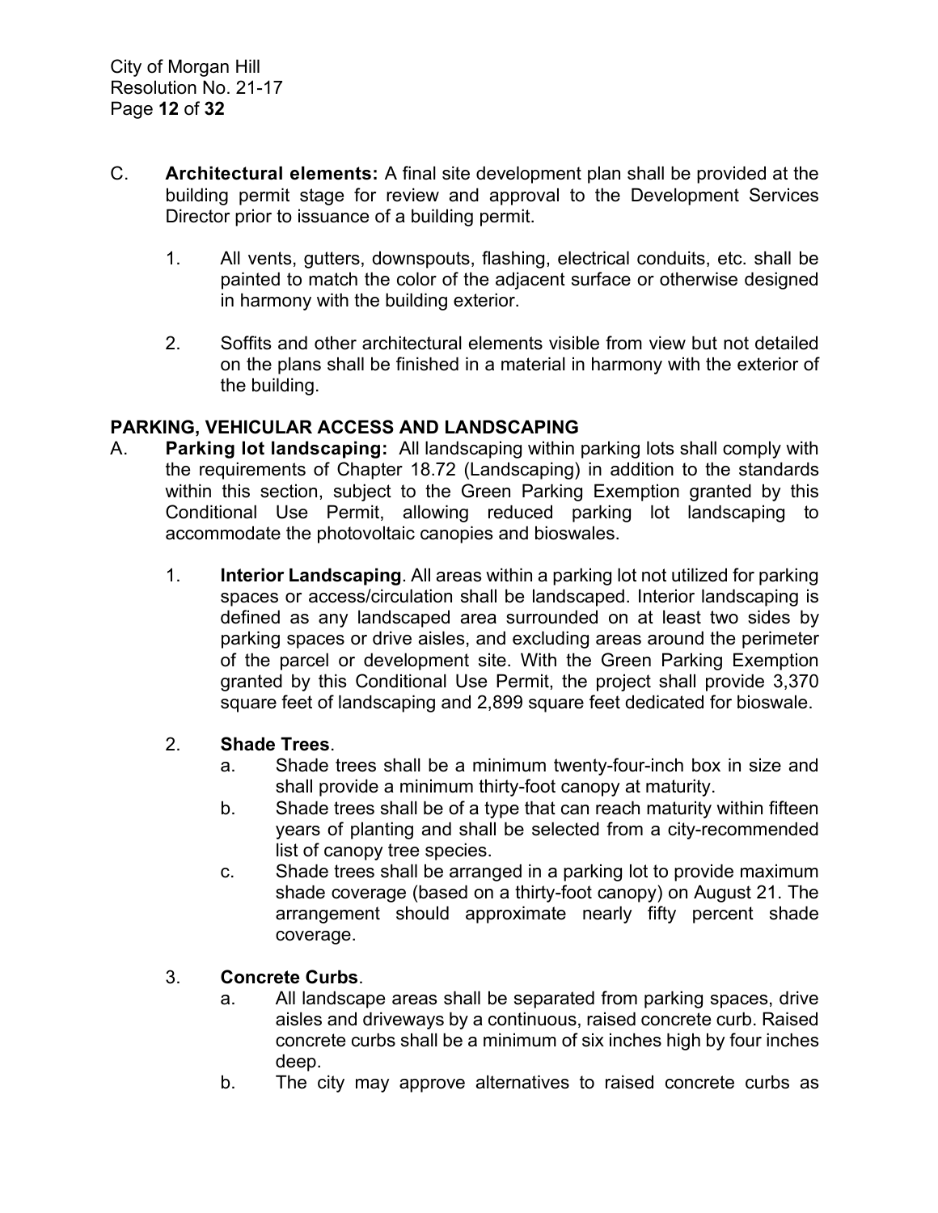C. **Architectural elements:** A final site development plan shall be provided at the building permit stage for review and approval to the Development Services Director prior to issuance of a building permit.

   1. All vents, gutters, downspouts, flashing, electrical conduits, etc. shall be painted to match the color of the adjacent surface or otherwise designed in harmony with the building exterior.

   2. Soffits and other architectural elements visible from view but not detailed on the plans shall be finished in a material in harmony with the exterior of the building.

**PARKING, VEHICULAR ACCESS AND LANDSCAPING**

A. **Parking lot landscaping:** All landscaping within parking lots shall comply with the requirements of Chapter 18.72 (Landscaping) in addition to the standards within this section, subject to the Green Parking Exemption granted by this Conditional Use Permit, allowing reduced parking lot landscaping to accommodate the photovoltaic canopies and bioswales.

   1. **Interior Landscaping**. All areas within a parking lot not utilized for parking spaces or access/circulation shall be landscaped. Interior landscaping is defined as any landscaped area surrounded on at least two sides by parking spaces or drive aisles, and excluding areas around the perimeter of the parcel or development site. With the Green Parking Exemption granted by this Conditional Use Permit, the project shall provide 3,370 square feet of landscaping and 2,899 square feet dedicated for bioswale.

   2. **Shade Trees**.
      a. Shade trees shall be a minimum twenty-four-inch box in size and shall provide a minimum thirty-foot canopy at maturity.
      b. Shade trees shall be of a type that can reach maturity within fifteen years of planting and shall be selected from a city-recommended list of canopy tree species.
      c. Shade trees shall be arranged in a parking lot to provide maximum shade coverage (based on a thirty-foot canopy) on August 21. The arrangement should approximate nearly fifty percent shade coverage.

   3. **Concrete Curbs**.
      a. All landscape areas shall be separated from parking spaces, drive aisles and driveways by a continuous, raised concrete curb. Raised concrete curbs shall be a minimum of six inches high by four inches deep.
      b. The city may approve alternatives to raised concrete curbs as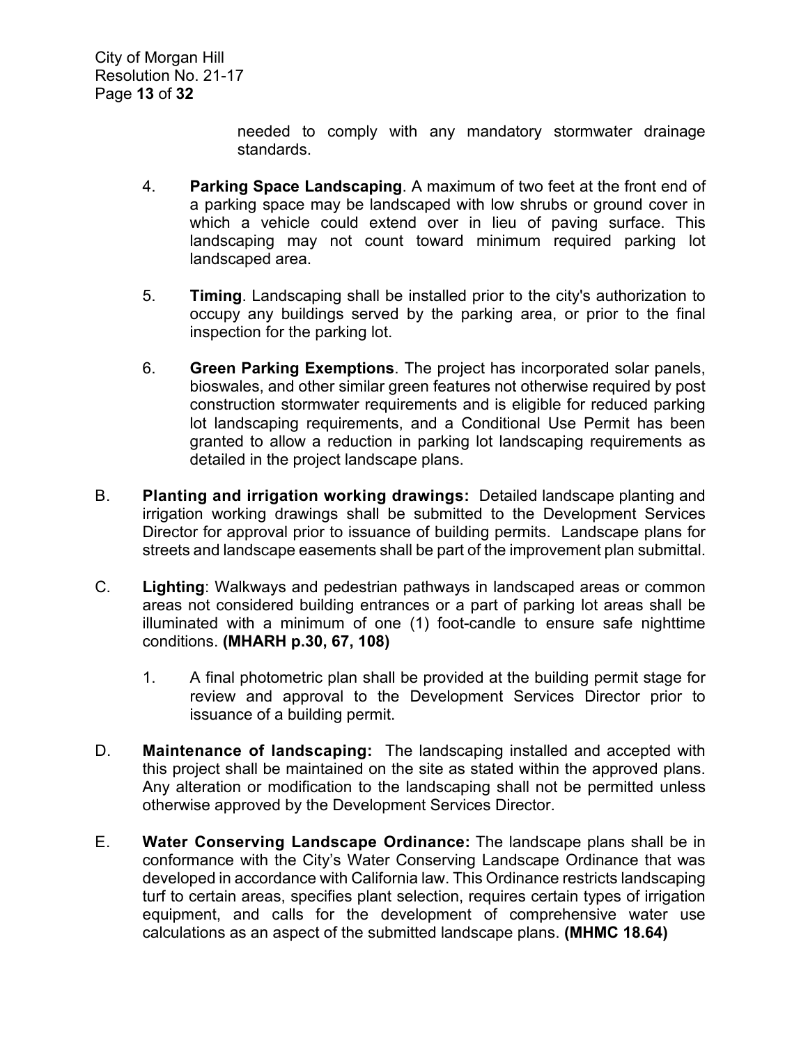needed to comply with any mandatory stormwater drainage standards.

4. **Parking Space Landscaping**. A maximum of two feet at the front end of a parking space may be landscaped with low shrubs or ground cover in which a vehicle could extend over in lieu of paving surface. This landscaping may not count toward minimum required parking lot landscaped area.

5. **Timing**. Landscaping shall be installed prior to the city's authorization to occupy any buildings served by the parking area, or prior to the final inspection for the parking lot.

6. **Green Parking Exemptions**. The project has incorporated solar panels, bioswales, and other similar green features not otherwise required by post construction stormwater requirements and is eligible for reduced parking lot landscaping requirements, and a Conditional Use Permit has been granted to allow a reduction in parking lot landscaping requirements as detailed in the project landscape plans.

B. **Planting and irrigation working drawings:** Detailed landscape planting and irrigation working drawings shall be submitted to the Development Services Director for approval prior to issuance of building permits. Landscape plans for streets and landscape easements shall be part of the improvement plan submittal.

C. **Lighting**: Walkways and pedestrian pathways in landscaped areas or common areas not considered building entrances or a part of parking lot areas shall be illuminated with a minimum of one (1) foot-candle to ensure safe nighttime conditions. **(MHARH p.30, 67, 108)**

1. A final photometric plan shall be provided at the building permit stage for review and approval to the Development Services Director prior to issuance of a building permit.

D. **Maintenance of landscaping:** The landscaping installed and accepted with this project shall be maintained on the site as stated within the approved plans. Any alteration or modification to the landscaping shall not be permitted unless otherwise approved by the Development Services Director.

E. **Water Conserving Landscape Ordinance:** The landscape plans shall be in conformance with the City's Water Conserving Landscape Ordinance that was developed in accordance with California law. This Ordinance restricts landscaping turf to certain areas, specifies plant selection, requires certain types of irrigation equipment, and calls for the development of comprehensive water use calculations as an aspect of the submitted landscape plans. **(MHMC 18.64)**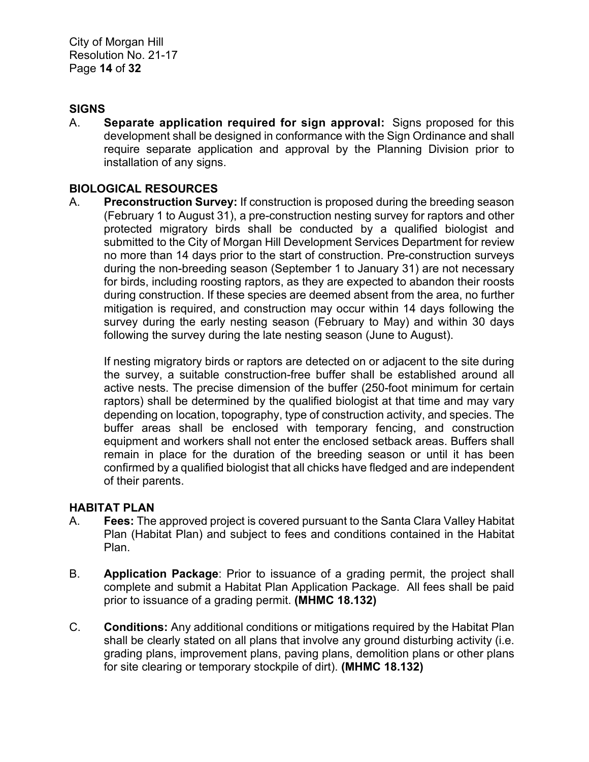## SIGNS

A. **Separate application required for sign approval:** Signs proposed for this development shall be designed in conformance with the Sign Ordinance and shall require separate application and approval by the Planning Division prior to installation of any signs.

## BIOLOGICAL RESOURCES

A. **Preconstruction Survey:** If construction is proposed during the breeding season (February 1 to August 31), a pre-construction nesting survey for raptors and other protected migratory birds shall be conducted by a qualified biologist and submitted to the City of Morgan Hill Development Services Department for review no more than 14 days prior to the start of construction. Pre-construction surveys during the non-breeding season (September 1 to January 31) are not necessary for birds, including roosting raptors, as they are expected to abandon their roosts during construction. If these species are deemed absent from the area, no further mitigation is required, and construction may occur within 14 days following the survey during the early nesting season (February to May) and within 30 days following the survey during the late nesting season (June to August).

   If nesting migratory birds or raptors are detected on or adjacent to the site during the survey, a suitable construction-free buffer shall be established around all active nests. The precise dimension of the buffer (250-foot minimum for certain raptors) shall be determined by the qualified biologist at that time and may vary depending on location, topography, type of construction activity, and species. The buffer areas shall be enclosed with temporary fencing, and construction equipment and workers shall not enter the enclosed setback areas. Buffers shall remain in place for the duration of the breeding season or until it has been confirmed by a qualified biologist that all chicks have fledged and are independent of their parents.

## HABITAT PLAN

A. **Fees:** The approved project is covered pursuant to the Santa Clara Valley Habitat Plan (Habitat Plan) and subject to fees and conditions contained in the Habitat Plan.

B. **Application Package**: Prior to issuance of a grading permit, the project shall complete and submit a Habitat Plan Application Package. All fees shall be paid prior to issuance of a grading permit. **(MHMC 18.132)**

C. **Conditions:** Any additional conditions or mitigations required by the Habitat Plan shall be clearly stated on all plans that involve any ground disturbing activity (i.e. grading plans, improvement plans, paving plans, demolition plans or other plans for site clearing or temporary stockpile of dirt). **(MHMC 18.132)**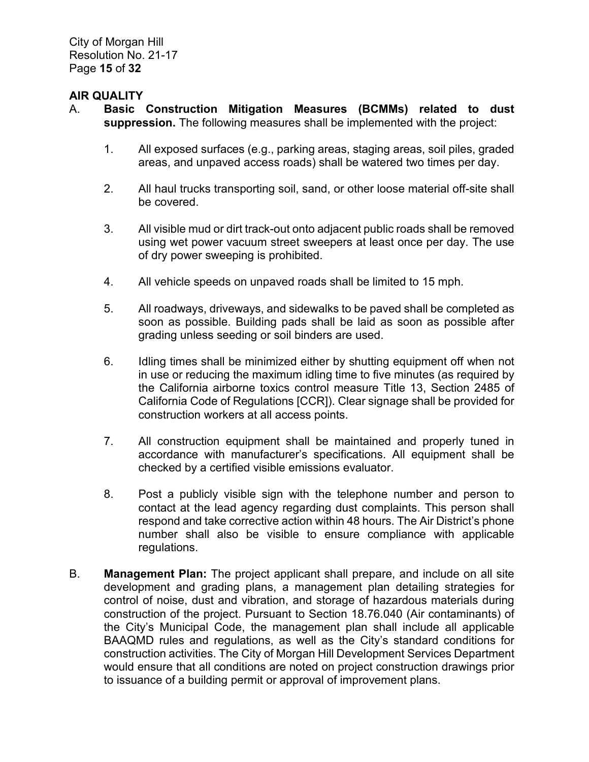## AIR QUALITY

A. **Basic Construction Mitigation Measures (BCMMs) related to dust suppression.** The following measures shall be implemented with the project:

   1. All exposed surfaces (e.g., parking areas, staging areas, soil piles, graded areas, and unpaved access roads) shall be watered two times per day.

   2. All haul trucks transporting soil, sand, or other loose material off-site shall be covered.

   3. All visible mud or dirt track-out onto adjacent public roads shall be removed using wet power vacuum street sweepers at least once per day. The use of dry power sweeping is prohibited.

   4. All vehicle speeds on unpaved roads shall be limited to 15 mph.

   5. All roadways, driveways, and sidewalks to be paved shall be completed as soon as possible. Building pads shall be laid as soon as possible after grading unless seeding or soil binders are used.

   6. Idling times shall be minimized either by shutting equipment off when not in use or reducing the maximum idling time to five minutes (as required by the California airborne toxics control measure Title 13, Section 2485 of California Code of Regulations [CCR]). Clear signage shall be provided for construction workers at all access points.

   7. All construction equipment shall be maintained and properly tuned in accordance with manufacturer's specifications. All equipment shall be checked by a certified visible emissions evaluator.

   8. Post a publicly visible sign with the telephone number and person to contact at the lead agency regarding dust complaints. This person shall respond and take corrective action within 48 hours. The Air District's phone number shall also be visible to ensure compliance with applicable regulations.

B. **Management Plan:** The project applicant shall prepare, and include on all site development and grading plans, a management plan detailing strategies for control of noise, dust and vibration, and storage of hazardous materials during construction of the project. Pursuant to Section 18.76.040 (Air contaminants) of the City's Municipal Code, the management plan shall include all applicable BAAQMD rules and regulations, as well as the City's standard conditions for construction activities. The City of Morgan Hill Development Services Department would ensure that all conditions are noted on project construction drawings prior to issuance of a building permit or approval of improvement plans.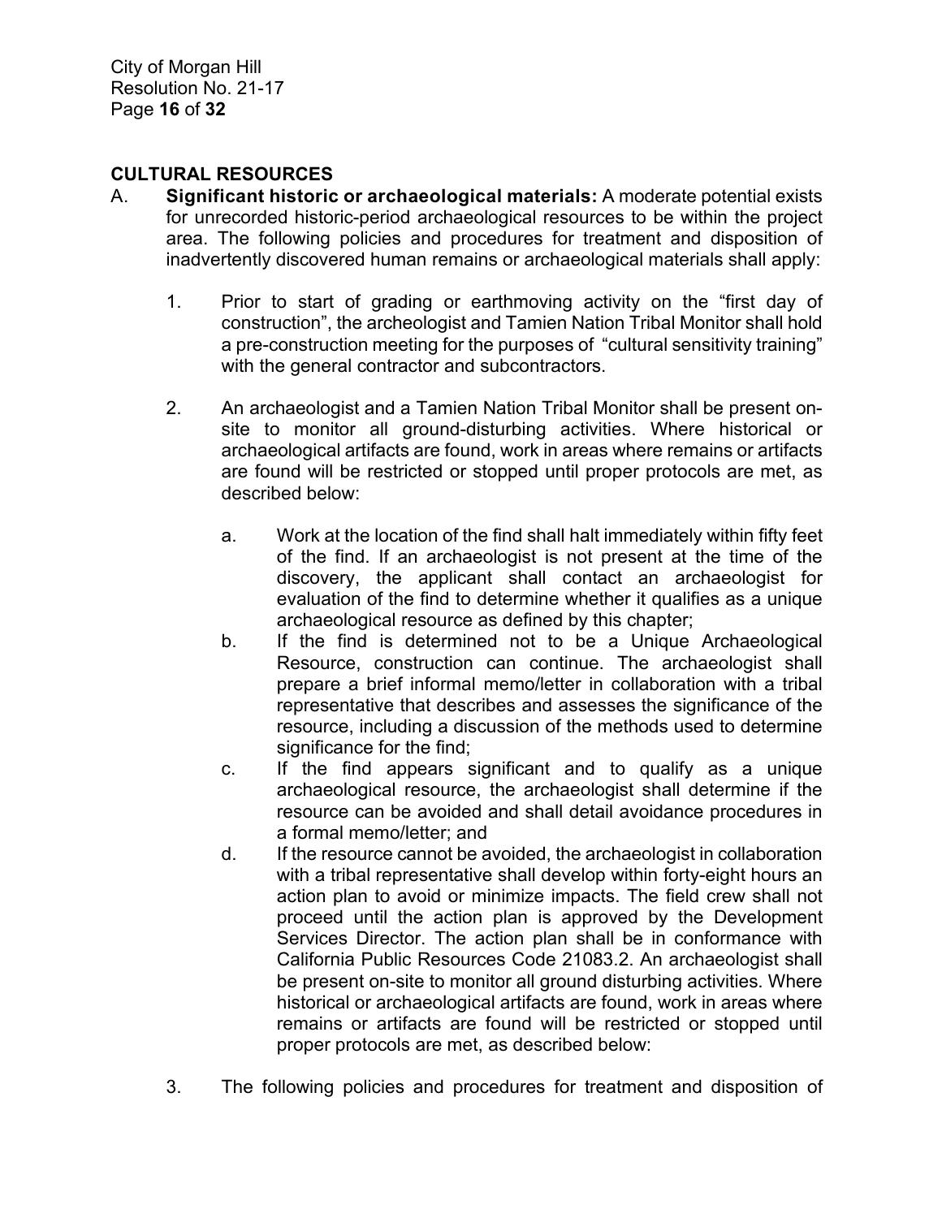## CULTURAL RESOURCES

A. **Significant historic or archaeological materials:** A moderate potential exists for unrecorded historic-period archaeological resources to be within the project area. The following policies and procedures for treatment and disposition of inadvertently discovered human remains or archaeological materials shall apply:

1. Prior to start of grading or earthmoving activity on the "first day of construction", the archeologist and Tamien Nation Tribal Monitor shall hold a pre-construction meeting for the purposes of "cultural sensitivity training" with the general contractor and subcontractors.

2. An archaeologist and a Tamien Nation Tribal Monitor shall be present on-site to monitor all ground-disturbing activities. Where historical or archaeological artifacts are found, work in areas where remains or artifacts are found will be restricted or stopped until proper protocols are met, as described below:

   a. Work at the location of the find shall halt immediately within fifty feet of the find. If an archaeologist is not present at the time of the discovery, the applicant shall contact an archaeologist for evaluation of the find to determine whether it qualifies as a unique archaeological resource as defined by this chapter;

   b. If the find is determined not to be a Unique Archaeological Resource, construction can continue. The archaeologist shall prepare a brief informal memo/letter in collaboration with a tribal representative that describes and assesses the significance of the resource, including a discussion of the methods used to determine significance for the find;

   c. If the find appears significant and to qualify as a unique archaeological resource, the archaeologist shall determine if the resource can be avoided and shall detail avoidance procedures in a formal memo/letter; and

   d. If the resource cannot be avoided, the archaeologist in collaboration with a tribal representative shall develop within forty-eight hours an action plan to avoid or minimize impacts. The field crew shall not proceed until the action plan is approved by the Development Services Director. The action plan shall be in conformance with California Public Resources Code 21083.2. An archaeologist shall be present on-site to monitor all ground disturbing activities. Where historical or archaeological artifacts are found, work in areas where remains or artifacts are found will be restricted or stopped until proper protocols are met, as described below:

3. The following policies and procedures for treatment and disposition of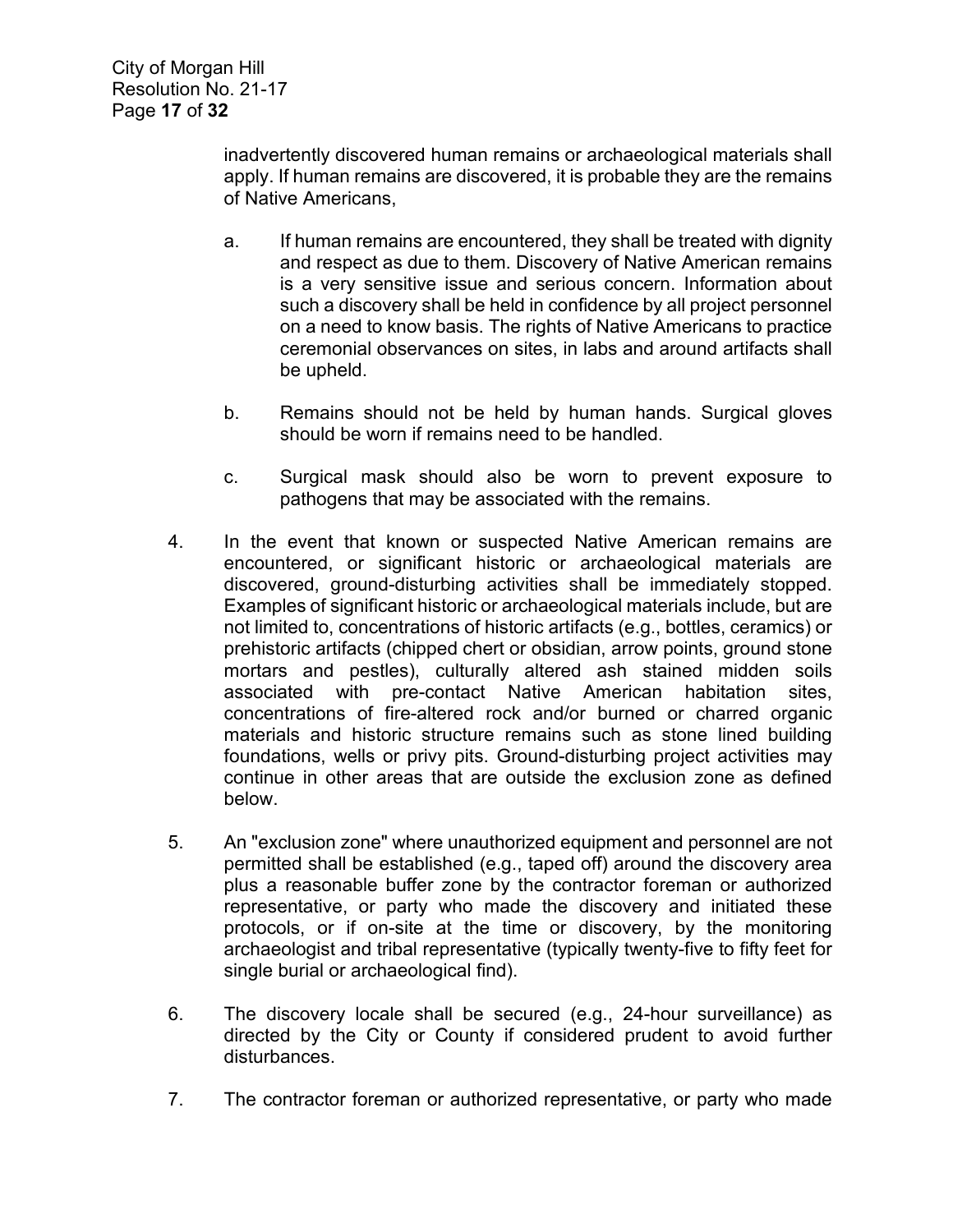inadvertently discovered human remains or archaeological materials shall apply. If human remains are discovered, it is probable they are the remains of Native Americans,

a. If human remains are encountered, they shall be treated with dignity and respect as due to them. Discovery of Native American remains is a very sensitive issue and serious concern. Information about such a discovery shall be held in confidence by all project personnel on a need to know basis. The rights of Native Americans to practice ceremonial observances on sites, in labs and around artifacts shall be upheld.

b. Remains should not be held by human hands. Surgical gloves should be worn if remains need to be handled.

c. Surgical mask should also be worn to prevent exposure to pathogens that may be associated with the remains.

4. In the event that known or suspected Native American remains are encountered, or significant historic or archaeological materials are discovered, ground-disturbing activities shall be immediately stopped. Examples of significant historic or archaeological materials include, but are not limited to, concentrations of historic artifacts (e.g., bottles, ceramics) or prehistoric artifacts (chipped chert or obsidian, arrow points, ground stone mortars and pestles), culturally altered ash stained midden soils associated with pre-contact Native American habitation sites, concentrations of fire-altered rock and/or burned or charred organic materials and historic structure remains such as stone lined building foundations, wells or privy pits. Ground-disturbing project activities may continue in other areas that are outside the exclusion zone as defined below.

5. An "exclusion zone" where unauthorized equipment and personnel are not permitted shall be established (e.g., taped off) around the discovery area plus a reasonable buffer zone by the contractor foreman or authorized representative, or party who made the discovery and initiated these protocols, or if on-site at the time or discovery, by the monitoring archaeologist and tribal representative (typically twenty-five to fifty feet for single burial or archaeological find).

6. The discovery locale shall be secured (e.g., 24-hour surveillance) as directed by the City or County if considered prudent to avoid further disturbances.

7. The contractor foreman or authorized representative, or party who made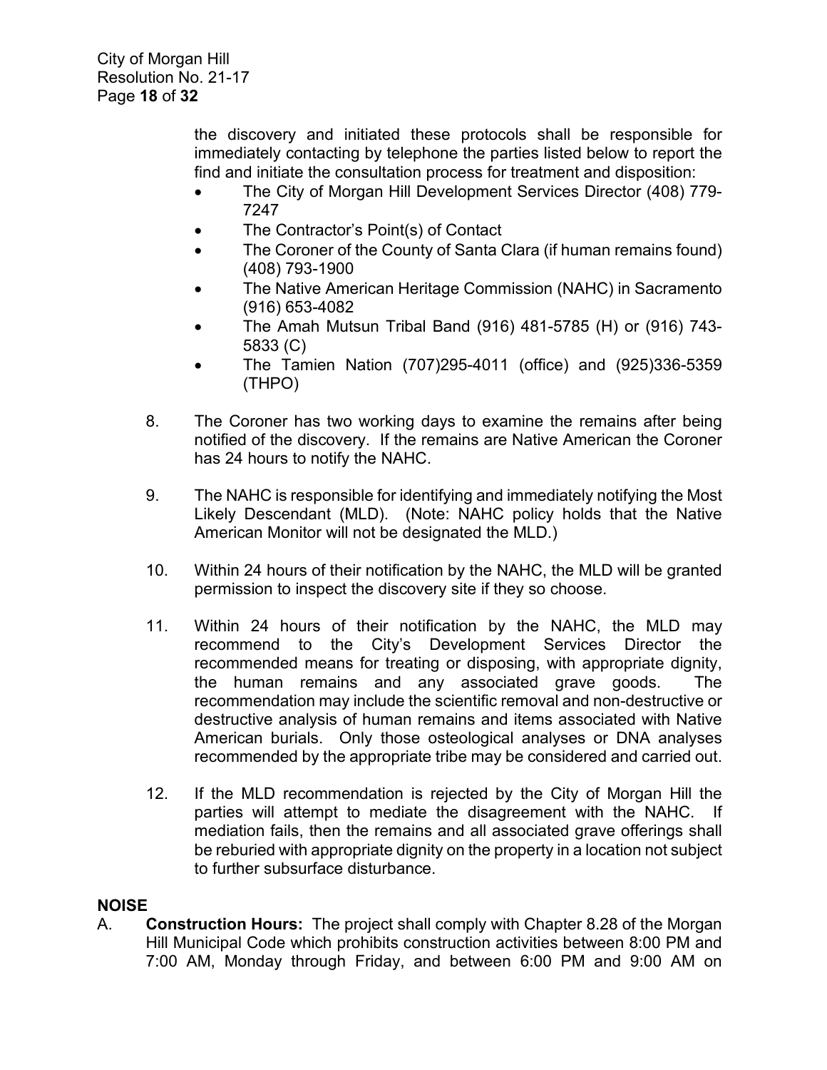the discovery and initiated these protocols shall be responsible for immediately contacting by telephone the parties listed below to report the find and initiate the consultation process for treatment and disposition:

- The City of Morgan Hill Development Services Director (408) 779-7247
- The Contractor's Point(s) of Contact
- The Coroner of the County of Santa Clara (if human remains found) (408) 793-1900
- The Native American Heritage Commission (NAHC) in Sacramento (916) 653-4082
- The Amah Mutsun Tribal Band (916) 481-5785 (H) or (916) 743-5833 (C)
- The Tamien Nation (707)295-4011 (office) and (925)336-5359 (THPO)

8. The Coroner has two working days to examine the remains after being notified of the discovery. If the remains are Native American the Coroner has 24 hours to notify the NAHC.

9. The NAHC is responsible for identifying and immediately notifying the Most Likely Descendant (MLD). (Note: NAHC policy holds that the Native American Monitor will not be designated the MLD.)

10. Within 24 hours of their notification by the NAHC, the MLD will be granted permission to inspect the discovery site if they so choose.

11. Within 24 hours of their notification by the NAHC, the MLD may recommend to the City's Development Services Director the recommended means for treating or disposing, with appropriate dignity, the human remains and any associated grave goods. The recommendation may include the scientific removal and non-destructive or destructive analysis of human remains and items associated with Native American burials. Only those osteological analyses or DNA analyses recommended by the appropriate tribe may be considered and carried out.

12. If the MLD recommendation is rejected by the City of Morgan Hill the parties will attempt to mediate the disagreement with the NAHC. If mediation fails, then the remains and all associated grave offerings shall be reburied with appropriate dignity on the property in a location not subject to further subsurface disturbance.

**NOISE**

A. **Construction Hours:** The project shall comply with Chapter 8.28 of the Morgan Hill Municipal Code which prohibits construction activities between 8:00 PM and 7:00 AM, Monday through Friday, and between 6:00 PM and 9:00 AM on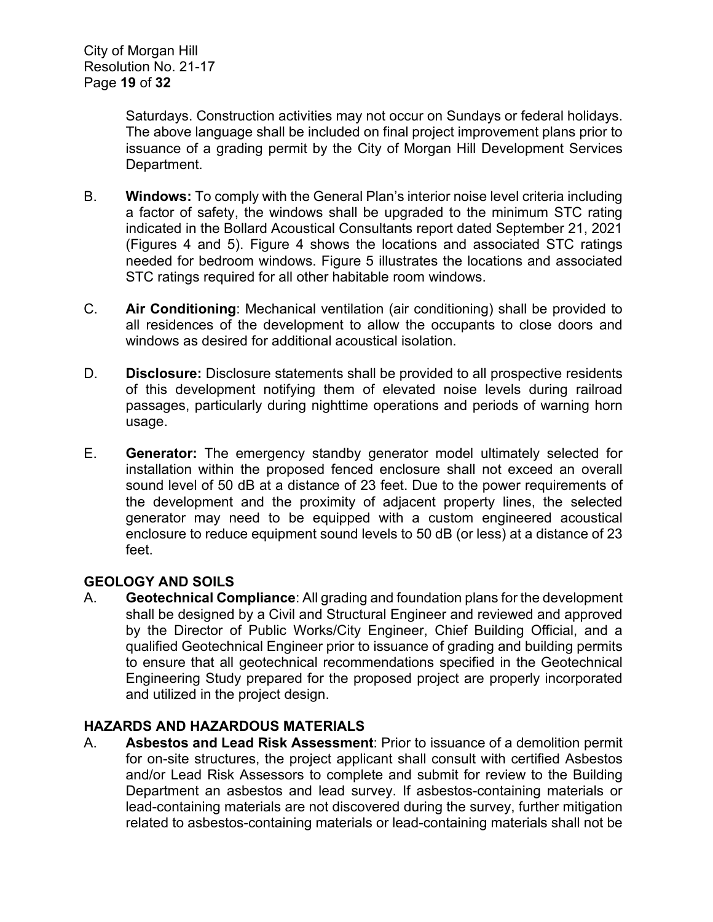Saturdays. Construction activities may not occur on Sundays or federal holidays. The above language shall be included on final project improvement plans prior to issuance of a grading permit by the City of Morgan Hill Development Services Department.

B. **Windows:** To comply with the General Plan's interior noise level criteria including a factor of safety, the windows shall be upgraded to the minimum STC rating indicated in the Bollard Acoustical Consultants report dated September 21, 2021 (Figures 4 and 5). Figure 4 shows the locations and associated STC ratings needed for bedroom windows. Figure 5 illustrates the locations and associated STC ratings required for all other habitable room windows.

C. **Air Conditioning**: Mechanical ventilation (air conditioning) shall be provided to all residences of the development to allow the occupants to close doors and windows as desired for additional acoustical isolation.

D. **Disclosure:** Disclosure statements shall be provided to all prospective residents of this development notifying them of elevated noise levels during railroad passages, particularly during nighttime operations and periods of warning horn usage.

E. **Generator:** The emergency standby generator model ultimately selected for installation within the proposed fenced enclosure shall not exceed an overall sound level of 50 dB at a distance of 23 feet. Due to the power requirements of the development and the proximity of adjacent property lines, the selected generator may need to be equipped with a custom engineered acoustical enclosure to reduce equipment sound levels to 50 dB (or less) at a distance of 23 feet.

## GEOLOGY AND SOILS

A. **Geotechnical Compliance**: All grading and foundation plans for the development shall be designed by a Civil and Structural Engineer and reviewed and approved by the Director of Public Works/City Engineer, Chief Building Official, and a qualified Geotechnical Engineer prior to issuance of grading and building permits to ensure that all geotechnical recommendations specified in the Geotechnical Engineering Study prepared for the proposed project are properly incorporated and utilized in the project design.

## HAZARDS AND HAZARDOUS MATERIALS

A. **Asbestos and Lead Risk Assessment**: Prior to issuance of a demolition permit for on-site structures, the project applicant shall consult with certified Asbestos and/or Lead Risk Assessors to complete and submit for review to the Building Department an asbestos and lead survey. If asbestos-containing materials or lead-containing materials are not discovered during the survey, further mitigation related to asbestos-containing materials or lead-containing materials shall not be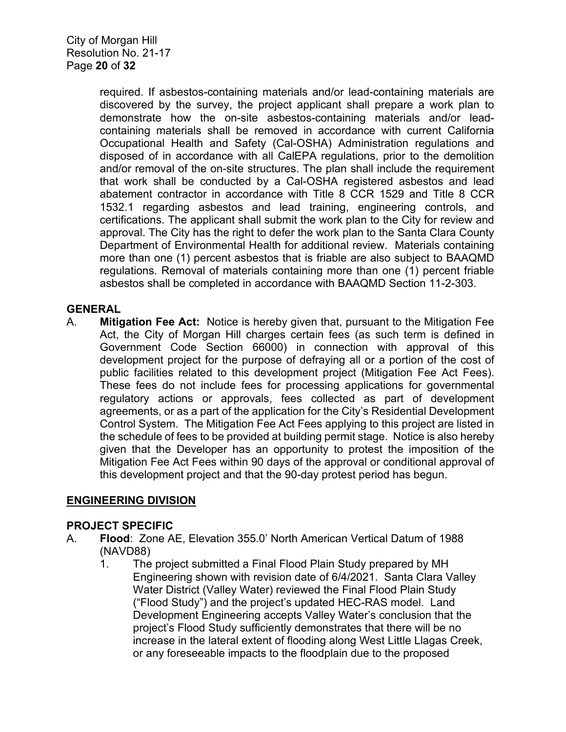required. If asbestos-containing materials and/or lead-containing materials are discovered by the survey, the project applicant shall prepare a work plan to demonstrate how the on-site asbestos-containing materials and/or lead-containing materials shall be removed in accordance with current California Occupational Health and Safety (Cal-OSHA) Administration regulations and disposed of in accordance with all CalEPA regulations, prior to the demolition and/or removal of the on-site structures. The plan shall include the requirement that work shall be conducted by a Cal-OSHA registered asbestos and lead abatement contractor in accordance with Title 8 CCR 1529 and Title 8 CCR 1532.1 regarding asbestos and lead training, engineering controls, and certifications. The applicant shall submit the work plan to the City for review and approval. The City has the right to defer the work plan to the Santa Clara County Department of Environmental Health for additional review. Materials containing more than one (1) percent asbestos that is friable are also subject to BAAQMD regulations. Removal of materials containing more than one (1) percent friable asbestos shall be completed in accordance with BAAQMD Section 11-2-303.

**GENERAL**

A. **Mitigation Fee Act:** Notice is hereby given that, pursuant to the Mitigation Fee Act, the City of Morgan Hill charges certain fees (as such term is defined in Government Code Section 66000) in connection with approval of this development project for the purpose of defraying all or a portion of the cost of public facilities related to this development project (Mitigation Fee Act Fees). These fees do not include fees for processing applications for governmental regulatory actions or approvals, fees collected as part of development agreements, or as a part of the application for the City's Residential Development Control System. The Mitigation Fee Act Fees applying to this project are listed in the schedule of fees to be provided at building permit stage. Notice is also hereby given that the Developer has an opportunity to protest the imposition of the Mitigation Fee Act Fees within 90 days of the approval or conditional approval of this development project and that the 90-day protest period has begun.

## ENGINEERING DIVISION

**PROJECT SPECIFIC**

A. **Flood**: Zone AE, Elevation 355.0' North American Vertical Datum of 1988 (NAVD88)

1. The project submitted a Final Flood Plain Study prepared by MH Engineering shown with revision date of 6/4/2021. Santa Clara Valley Water District (Valley Water) reviewed the Final Flood Plain Study ("Flood Study") and the project's updated HEC-RAS model. Land Development Engineering accepts Valley Water's conclusion that the project's Flood Study sufficiently demonstrates that there will be no increase in the lateral extent of flooding along West Little Llagas Creek, or any foreseeable impacts to the floodplain due to the proposed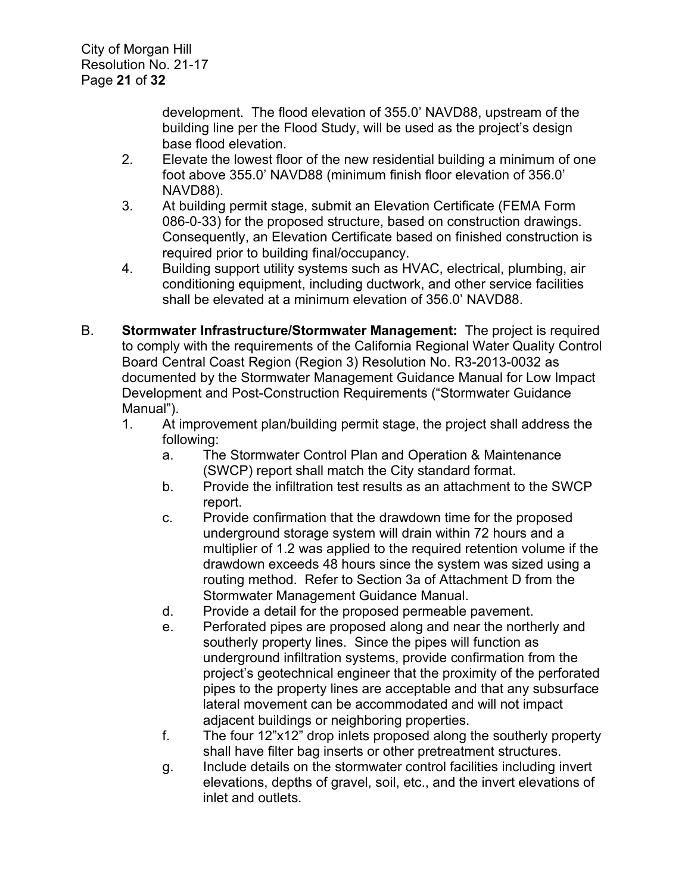development. The flood elevation of 355.0' NAVD88, upstream of the building line per the Flood Study, will be used as the project's design base flood elevation.

2. Elevate the lowest floor of the new residential building a minimum of one foot above 355.0' NAVD88 (minimum finish floor elevation of 356.0' NAVD88).
3. At building permit stage, submit an Elevation Certificate (FEMA Form 086-0-33) for the proposed structure, based on construction drawings. Consequently, an Elevation Certificate based on finished construction is required prior to building final/occupancy.
4. Building support utility systems such as HVAC, electrical, plumbing, air conditioning equipment, including ductwork, and other service facilities shall be elevated at a minimum elevation of 356.0' NAVD88.

B. **Stormwater Infrastructure/Stormwater Management:** The project is required to comply with the requirements of the California Regional Water Quality Control Board Central Coast Region (Region 3) Resolution No. R3-2013-0032 as documented by the Stormwater Management Guidance Manual for Low Impact Development and Post-Construction Requirements ("Stormwater Guidance Manual").

1. At improvement plan/building permit stage, the project shall address the following:
   a. The Stormwater Control Plan and Operation & Maintenance (SWCP) report shall match the City standard format.
   b. Provide the infiltration test results as an attachment to the SWCP report.
   c. Provide confirmation that the drawdown time for the proposed underground storage system will drain within 72 hours and a multiplier of 1.2 was applied to the required retention volume if the drawdown exceeds 48 hours since the system was sized using a routing method. Refer to Section 3a of Attachment D from the Stormwater Management Guidance Manual.
   d. Provide a detail for the proposed permeable pavement.
   e. Perforated pipes are proposed along and near the northerly and southerly property lines. Since the pipes will function as underground infiltration systems, provide confirmation from the project's geotechnical engineer that the proximity of the perforated pipes to the property lines are acceptable and that any subsurface lateral movement can be accommodated and will not impact adjacent buildings or neighboring properties.
   f. The four 12"x12" drop inlets proposed along the southerly property shall have filter bag inserts or other pretreatment structures.
   g. Include details on the stormwater control facilities including invert elevations, depths of gravel, soil, etc., and the invert elevations of inlet and outlets.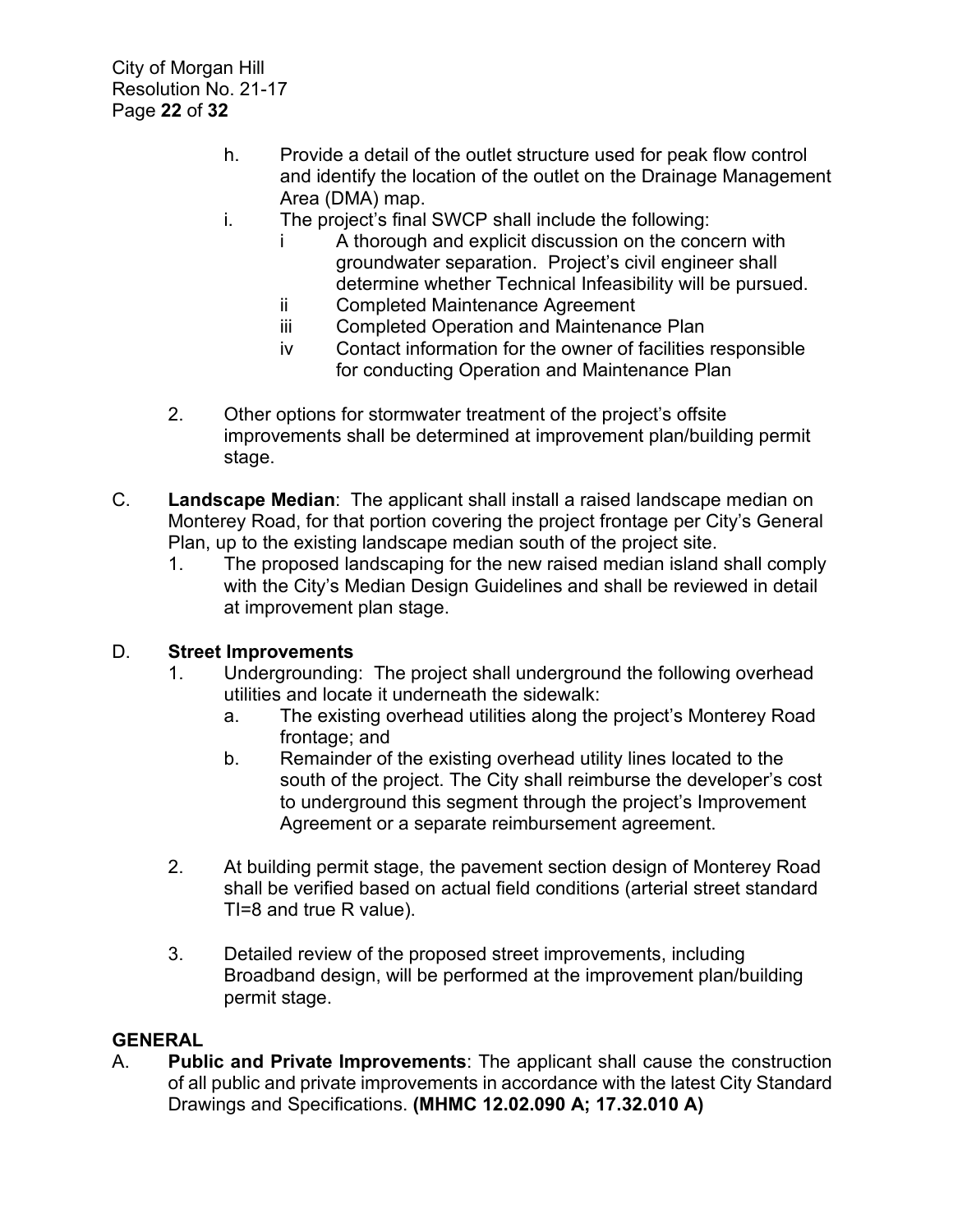h. Provide a detail of the outlet structure used for peak flow control and identify the location of the outlet on the Drainage Management Area (DMA) map.

i. The project's final SWCP shall include the following:

   i A thorough and explicit discussion on the concern with groundwater separation. Project's civil engineer shall determine whether Technical Infeasibility will be pursued.

   ii Completed Maintenance Agreement

   iii Completed Operation and Maintenance Plan

   iv Contact information for the owner of facilities responsible for conducting Operation and Maintenance Plan

2. Other options for stormwater treatment of the project's offsite improvements shall be determined at improvement plan/building permit stage.

C. **Landscape Median**: The applicant shall install a raised landscape median on Monterey Road, for that portion covering the project frontage per City's General Plan, up to the existing landscape median south of the project site.

   1. The proposed landscaping for the new raised median island shall comply with the City's Median Design Guidelines and shall be reviewed in detail at improvement plan stage.

D. **Street Improvements**

   1. Undergrounding: The project shall underground the following overhead utilities and locate it underneath the sidewalk:

      a. The existing overhead utilities along the project's Monterey Road frontage; and

      b. Remainder of the existing overhead utility lines located to the south of the project. The City shall reimburse the developer's cost to underground this segment through the project's Improvement Agreement or a separate reimbursement agreement.

   2. At building permit stage, the pavement section design of Monterey Road shall be verified based on actual field conditions (arterial street standard TI=8 and true R value).

   3. Detailed review of the proposed street improvements, including Broadband design, will be performed at the improvement plan/building permit stage.

**GENERAL**

A. **Public and Private Improvements**: The applicant shall cause the construction of all public and private improvements in accordance with the latest City Standard Drawings and Specifications. **(MHMC 12.02.090 A; 17.32.010 A)**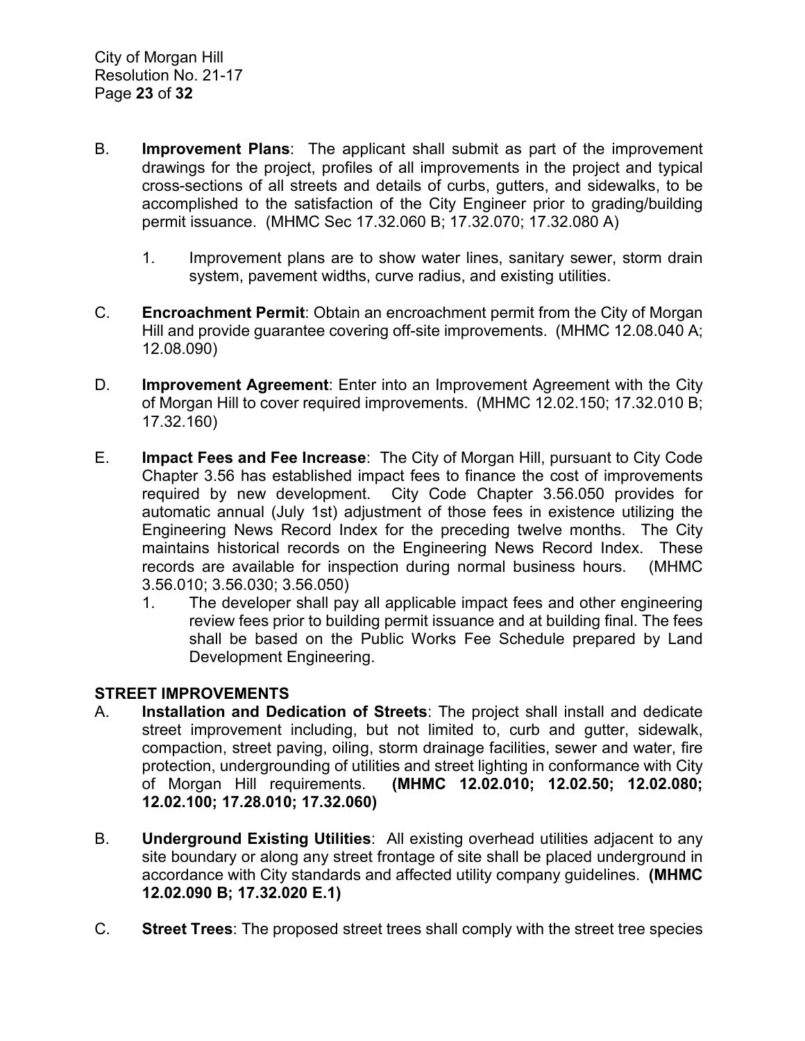B. **Improvement Plans**: The applicant shall submit as part of the improvement drawings for the project, profiles of all improvements in the project and typical cross-sections of all streets and details of curbs, gutters, and sidewalks, to be accomplished to the satisfaction of the City Engineer prior to grading/building permit issuance. (MHMC Sec 17.32.060 B; 17.32.070; 17.32.080 A)

   1. Improvement plans are to show water lines, sanitary sewer, storm drain system, pavement widths, curve radius, and existing utilities.

C. **Encroachment Permit**: Obtain an encroachment permit from the City of Morgan Hill and provide guarantee covering off-site improvements. (MHMC 12.08.040 A; 12.08.090)

D. **Improvement Agreement**: Enter into an Improvement Agreement with the City of Morgan Hill to cover required improvements. (MHMC 12.02.150; 17.32.010 B; 17.32.160)

E. **Impact Fees and Fee Increase**: The City of Morgan Hill, pursuant to City Code Chapter 3.56 has established impact fees to finance the cost of improvements required by new development. City Code Chapter 3.56.050 provides for automatic annual (July 1st) adjustment of those fees in existence utilizing the Engineering News Record Index for the preceding twelve months. The City maintains historical records on the Engineering News Record Index. These records are available for inspection during normal business hours. (MHMC 3.56.010; 3.56.030; 3.56.050)

   1. The developer shall pay all applicable impact fees and other engineering review fees prior to building permit issuance and at building final. The fees shall be based on the Public Works Fee Schedule prepared by Land Development Engineering.

**STREET IMPROVEMENTS**

A. **Installation and Dedication of Streets**: The project shall install and dedicate street improvement including, but not limited to, curb and gutter, sidewalk, compaction, street paving, oiling, storm drainage facilities, sewer and water, fire protection, undergrounding of utilities and street lighting in conformance with City of Morgan Hill requirements. **(MHMC 12.02.010; 12.02.50; 12.02.080; 12.02.100; 17.28.010; 17.32.060)**

B. **Underground Existing Utilities**: All existing overhead utilities adjacent to any site boundary or along any street frontage of site shall be placed underground in accordance with City standards and affected utility company guidelines. **(MHMC 12.02.090 B; 17.32.020 E.1)**

C. **Street Trees**: The proposed street trees shall comply with the street tree species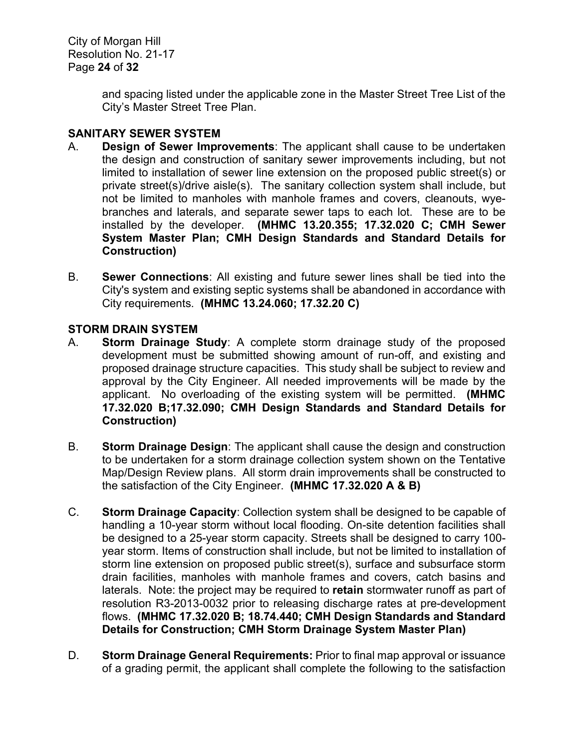and spacing listed under the applicable zone in the Master Street Tree List of the City's Master Street Tree Plan.

## SANITARY SEWER SYSTEM

A. **Design of Sewer Improvements**: The applicant shall cause to be undertaken the design and construction of sanitary sewer improvements including, but not limited to installation of sewer line extension on the proposed public street(s) or private street(s)/drive aisle(s). The sanitary collection system shall include, but not be limited to manholes with manhole frames and covers, cleanouts, wye-branches and laterals, and separate sewer taps to each lot. These are to be installed by the developer. **(MHMC 13.20.355; 17.32.020 C; CMH Sewer System Master Plan; CMH Design Standards and Standard Details for Construction)**

B. **Sewer Connections**: All existing and future sewer lines shall be tied into the City's system and existing septic systems shall be abandoned in accordance with City requirements. **(MHMC 13.24.060; 17.32.20 C)**

## STORM DRAIN SYSTEM

A. **Storm Drainage Study**: A complete storm drainage study of the proposed development must be submitted showing amount of run-off, and existing and proposed drainage structure capacities. This study shall be subject to review and approval by the City Engineer. All needed improvements will be made by the applicant. No overloading of the existing system will be permitted. **(MHMC 17.32.020 B;17.32.090; CMH Design Standards and Standard Details for Construction)**

B. **Storm Drainage Design**: The applicant shall cause the design and construction to be undertaken for a storm drainage collection system shown on the Tentative Map/Design Review plans. All storm drain improvements shall be constructed to the satisfaction of the City Engineer. **(MHMC 17.32.020 A & B)**

C. **Storm Drainage Capacity**: Collection system shall be designed to be capable of handling a 10-year storm without local flooding. On-site detention facilities shall be designed to a 25-year storm capacity. Streets shall be designed to carry 100-year storm. Items of construction shall include, but not be limited to installation of storm line extension on proposed public street(s), surface and subsurface storm drain facilities, manholes with manhole frames and covers, catch basins and laterals. Note: the project may be required to **retain** stormwater runoff as part of resolution R3-2013-0032 prior to releasing discharge rates at pre-development flows. **(MHMC 17.32.020 B; 18.74.440; CMH Design Standards and Standard Details for Construction; CMH Storm Drainage System Master Plan)**

D. **Storm Drainage General Requirements:** Prior to final map approval or issuance of a grading permit, the applicant shall complete the following to the satisfaction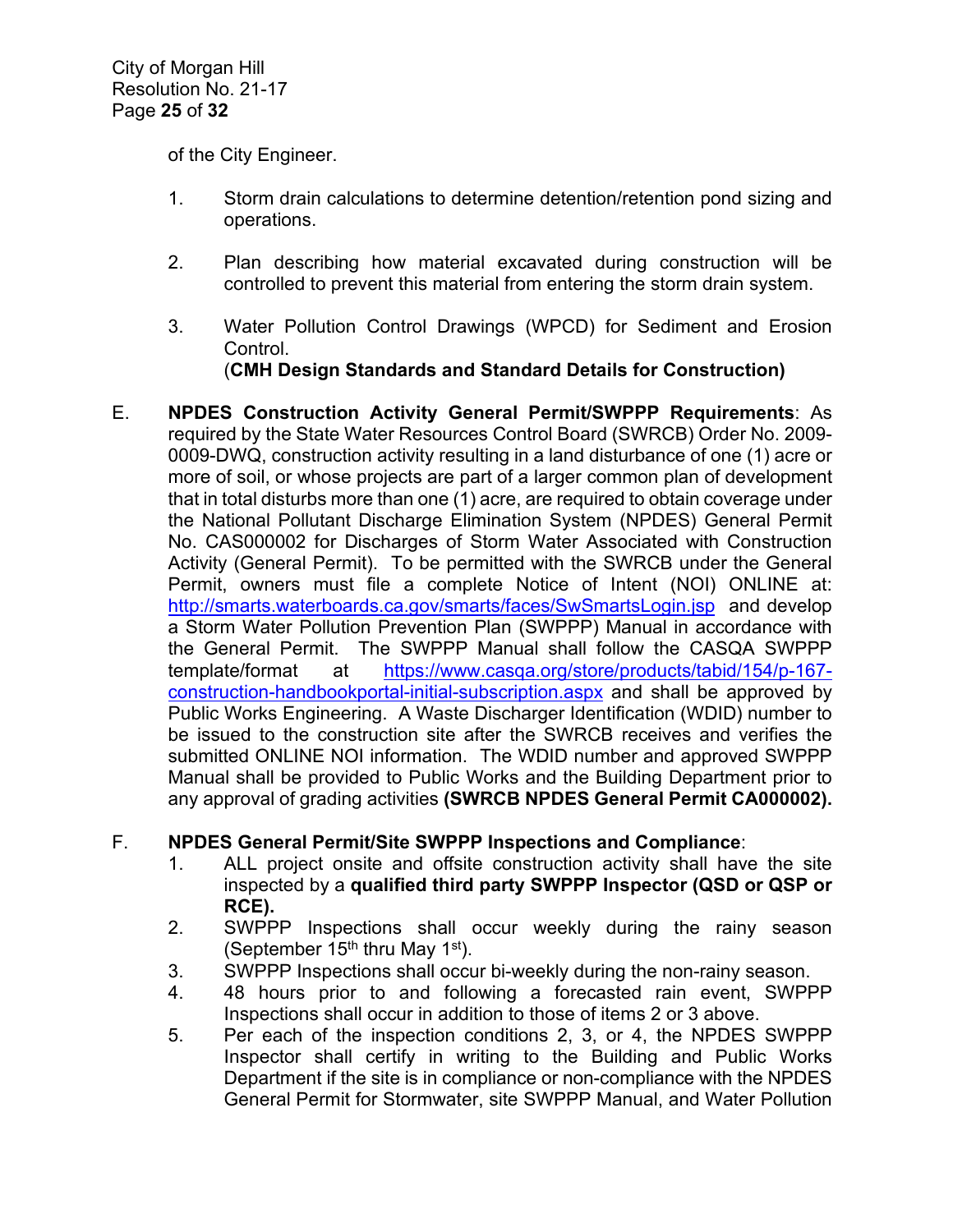of the City Engineer.

1. Storm drain calculations to determine detention/retention pond sizing and operations.

2. Plan describing how material excavated during construction will be controlled to prevent this material from entering the storm drain system.

3. Water Pollution Control Drawings (WPCD) for Sediment and Erosion Control.
(**CMH Design Standards and Standard Details for Construction)**

E. **NPDES Construction Activity General Permit/SWPPP Requirements**: As required by the State Water Resources Control Board (SWRCB) Order No. 2009-0009-DWQ, construction activity resulting in a land disturbance of one (1) acre or more of soil, or whose projects are part of a larger common plan of development that in total disturbs more than one (1) acre, are required to obtain coverage under the National Pollutant Discharge Elimination System (NPDES) General Permit No. CAS000002 for Discharges of Storm Water Associated with Construction Activity (General Permit). To be permitted with the SWRCB under the General Permit, owners must file a complete Notice of Intent (NOI) ONLINE at: http://smarts.waterboards.ca.gov/smarts/faces/SwSmartsLogin.jsp and develop a Storm Water Pollution Prevention Plan (SWPPP) Manual in accordance with the General Permit. The SWPPP Manual shall follow the CASQA SWPPP template/format at https://www.casqa.org/store/products/tabid/154/p-167-construction-handbookportal-initial-subscription.aspx and shall be approved by Public Works Engineering. A Waste Discharger Identification (WDID) number to be issued to the construction site after the SWRCB receives and verifies the submitted ONLINE NOI information. The WDID number and approved SWPPP Manual shall be provided to Public Works and the Building Department prior to any approval of grading activities **(SWRCB NPDES General Permit CA000002).**

F. **NPDES General Permit/Site SWPPP Inspections and Compliance**:
1. ALL project onsite and offsite construction activity shall have the site inspected by a **qualified third party SWPPP Inspector (QSD or QSP or RCE).**
2. SWPPP Inspections shall occur weekly during the rainy season (September 15th thru May 1st).
3. SWPPP Inspections shall occur bi-weekly during the non-rainy season.
4. 48 hours prior to and following a forecasted rain event, SWPPP Inspections shall occur in addition to those of items 2 or 3 above.
5. Per each of the inspection conditions 2, 3, or 4, the NPDES SWPPP Inspector shall certify in writing to the Building and Public Works Department if the site is in compliance or non-compliance with the NPDES General Permit for Stormwater, site SWPPP Manual, and Water Pollution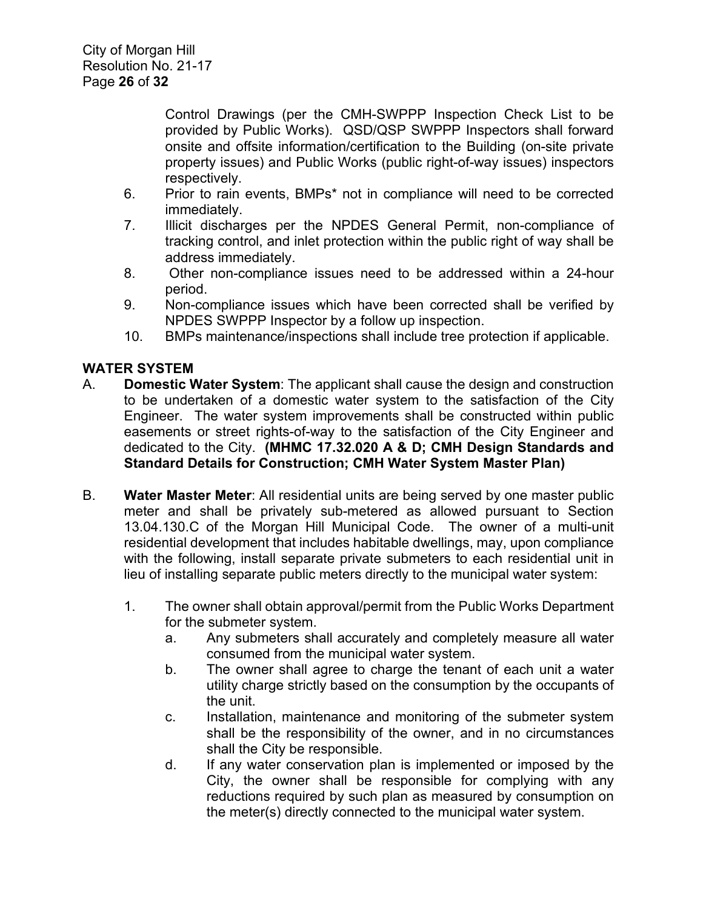Control Drawings (per the CMH-SWPPP Inspection Check List to be provided by Public Works). QSD/QSP SWPPP Inspectors shall forward onsite and offsite information/certification to the Building (on-site private property issues) and Public Works (public right-of-way issues) inspectors respectively.

6. Prior to rain events, BMPs* not in compliance will need to be corrected immediately.
7. Illicit discharges per the NPDES General Permit, non-compliance of tracking control, and inlet protection within the public right of way shall be address immediately.
8. Other non-compliance issues need to be addressed within a 24-hour period.
9. Non-compliance issues which have been corrected shall be verified by NPDES SWPPP Inspector by a follow up inspection.
10. BMPs maintenance/inspections shall include tree protection if applicable.

## WATER SYSTEM

A. **Domestic Water System**: The applicant shall cause the design and construction to be undertaken of a domestic water system to the satisfaction of the City Engineer. The water system improvements shall be constructed within public easements or street rights-of-way to the satisfaction of the City Engineer and dedicated to the City. **(MHMC 17.32.020 A & D; CMH Design Standards and Standard Details for Construction; CMH Water System Master Plan)**

B. **Water Master Meter**: All residential units are being served by one master public meter and shall be privately sub-metered as allowed pursuant to Section 13.04.130.C of the Morgan Hill Municipal Code. The owner of a multi-unit residential development that includes habitable dwellings, may, upon compliance with the following, install separate private submeters to each residential unit in lieu of installing separate public meters directly to the municipal water system:

   1. The owner shall obtain approval/permit from the Public Works Department for the submeter system.
      a. Any submeters shall accurately and completely measure all water consumed from the municipal water system.
      b. The owner shall agree to charge the tenant of each unit a water utility charge strictly based on the consumption by the occupants of the unit.
      c. Installation, maintenance and monitoring of the submeter system shall be the responsibility of the owner, and in no circumstances shall the City be responsible.
      d. If any water conservation plan is implemented or imposed by the City, the owner shall be responsible for complying with any reductions required by such plan as measured by consumption on the meter(s) directly connected to the municipal water system.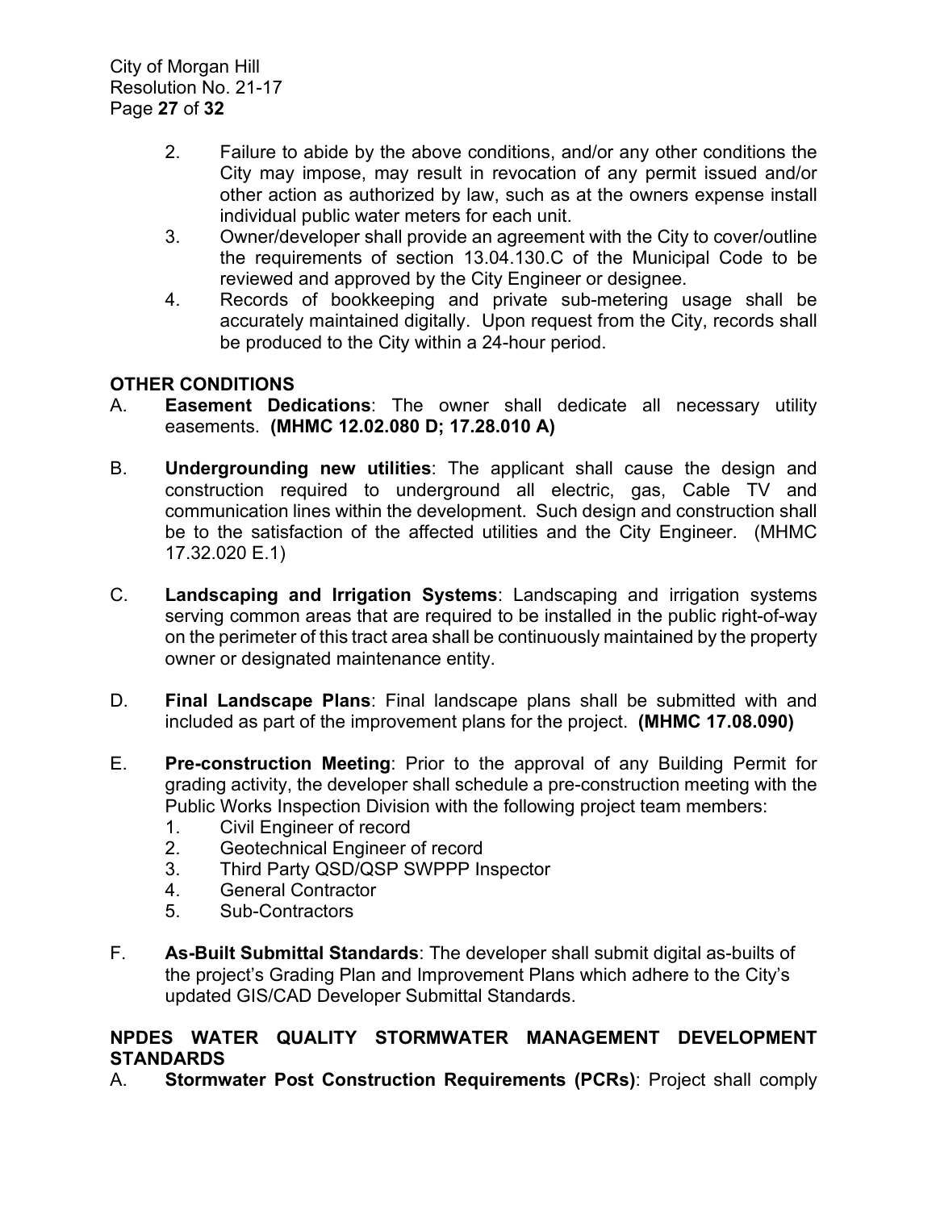2. Failure to abide by the above conditions, and/or any other conditions the City may impose, may result in revocation of any permit issued and/or other action as authorized by law, such as at the owners expense install individual public water meters for each unit.
3. Owner/developer shall provide an agreement with the City to cover/outline the requirements of section 13.04.130.C of the Municipal Code to be reviewed and approved by the City Engineer or designee.
4. Records of bookkeeping and private sub-metering usage shall be accurately maintained digitally. Upon request from the City, records shall be produced to the City within a 24-hour period.

**OTHER CONDITIONS**

A. **Easement Dedications**: The owner shall dedicate all necessary utility easements. **(MHMC 12.02.080 D; 17.28.010 A)**

B. **Undergrounding new utilities**: The applicant shall cause the design and construction required to underground all electric, gas, Cable TV and communication lines within the development. Such design and construction shall be to the satisfaction of the affected utilities and the City Engineer. (MHMC 17.32.020 E.1)

C. **Landscaping and Irrigation Systems**: Landscaping and irrigation systems serving common areas that are required to be installed in the public right-of-way on the perimeter of this tract area shall be continuously maintained by the property owner or designated maintenance entity.

D. **Final Landscape Plans**: Final landscape plans shall be submitted with and included as part of the improvement plans for the project. **(MHMC 17.08.090)**

E. **Pre-construction Meeting**: Prior to the approval of any Building Permit for grading activity, the developer shall schedule a pre-construction meeting with the Public Works Inspection Division with the following project team members:
   1. Civil Engineer of record
   2. Geotechnical Engineer of record
   3. Third Party QSD/QSP SWPPP Inspector
   4. General Contractor
   5. Sub-Contractors

F. **As-Built Submittal Standards**: The developer shall submit digital as-builts of the project's Grading Plan and Improvement Plans which adhere to the City's updated GIS/CAD Developer Submittal Standards.

**NPDES WATER QUALITY STORMWATER MANAGEMENT DEVELOPMENT STANDARDS**

A. **Stormwater Post Construction Requirements (PCRs)**: Project shall comply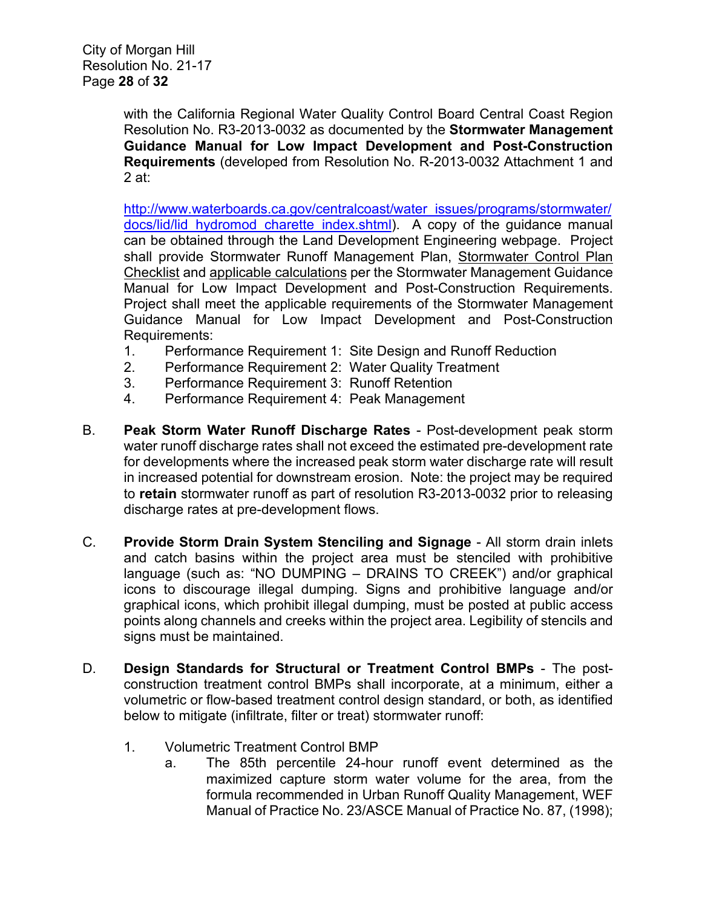with the California Regional Water Quality Control Board Central Coast Region Resolution No. R3-2013-0032 as documented by the **Stormwater Management Guidance Manual for Low Impact Development and Post-Construction Requirements** (developed from Resolution No. R-2013-0032 Attachment 1 and 2 at:

http://www.waterboards.ca.gov/centralcoast/water_issues/programs/stormwater/docs/lid/lid_hydromod_charette_index.shtml). A copy of the guidance manual can be obtained through the Land Development Engineering webpage. Project shall provide Stormwater Runoff Management Plan, Stormwater Control Plan Checklist and applicable calculations per the Stormwater Management Guidance Manual for Low Impact Development and Post-Construction Requirements. Project shall meet the applicable requirements of the Stormwater Management Guidance Manual for Low Impact Development and Post-Construction Requirements:

1. Performance Requirement 1: Site Design and Runoff Reduction
2. Performance Requirement 2: Water Quality Treatment
3. Performance Requirement 3: Runoff Retention
4. Performance Requirement 4: Peak Management

B. **Peak Storm Water Runoff Discharge Rates** - Post-development peak storm water runoff discharge rates shall not exceed the estimated pre-development rate for developments where the increased peak storm water discharge rate will result in increased potential for downstream erosion. Note: the project may be required to **retain** stormwater runoff as part of resolution R3-2013-0032 prior to releasing discharge rates at pre-development flows.

C. **Provide Storm Drain System Stenciling and Signage** - All storm drain inlets and catch basins within the project area must be stenciled with prohibitive language (such as: "NO DUMPING – DRAINS TO CREEK") and/or graphical icons to discourage illegal dumping. Signs and prohibitive language and/or graphical icons, which prohibit illegal dumping, must be posted at public access points along channels and creeks within the project area. Legibility of stencils and signs must be maintained.

D. **Design Standards for Structural or Treatment Control BMPs** - The post-construction treatment control BMPs shall incorporate, at a minimum, either a volumetric or flow-based treatment control design standard, or both, as identified below to mitigate (infiltrate, filter or treat) stormwater runoff:

1. Volumetric Treatment Control BMP
   a. The 85th percentile 24-hour runoff event determined as the maximized capture storm water volume for the area, from the formula recommended in Urban Runoff Quality Management, WEF Manual of Practice No. 23/ASCE Manual of Practice No. 87, (1998);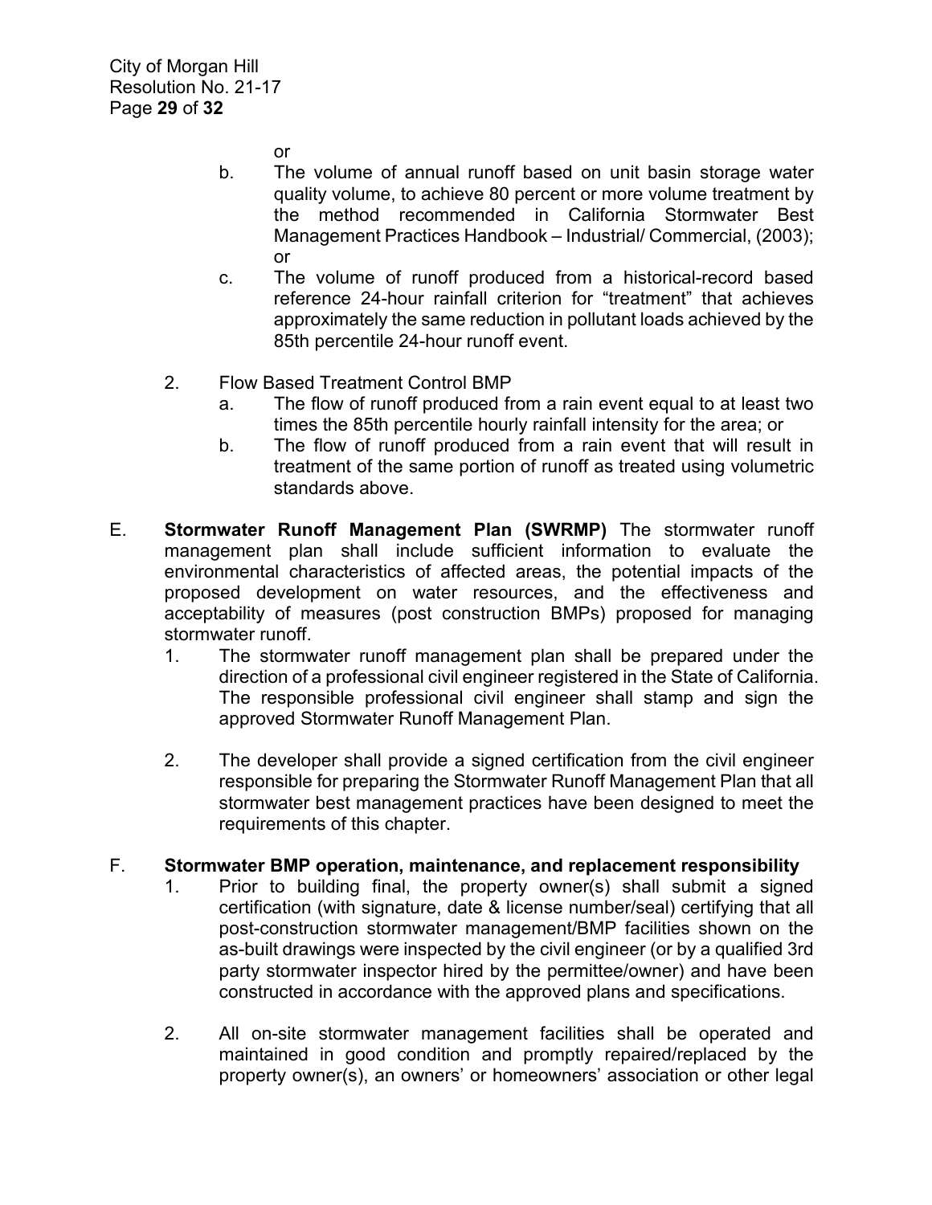or

b. The volume of annual runoff based on unit basin storage water quality volume, to achieve 80 percent or more volume treatment by the method recommended in California Stormwater Best Management Practices Handbook – Industrial/ Commercial, (2003); or

c. The volume of runoff produced from a historical-record based reference 24-hour rainfall criterion for "treatment" that achieves approximately the same reduction in pollutant loads achieved by the 85th percentile 24-hour runoff event.

2. Flow Based Treatment Control BMP
   a. The flow of runoff produced from a rain event equal to at least two times the 85th percentile hourly rainfall intensity for the area; or
   b. The flow of runoff produced from a rain event that will result in treatment of the same portion of runoff as treated using volumetric standards above.

E. **Stormwater Runoff Management Plan (SWRMP)** The stormwater runoff management plan shall include sufficient information to evaluate the environmental characteristics of affected areas, the potential impacts of the proposed development on water resources, and the effectiveness and acceptability of measures (post construction BMPs) proposed for managing stormwater runoff.

1. The stormwater runoff management plan shall be prepared under the direction of a professional civil engineer registered in the State of California. The responsible professional civil engineer shall stamp and sign the approved Stormwater Runoff Management Plan.

2. The developer shall provide a signed certification from the civil engineer responsible for preparing the Stormwater Runoff Management Plan that all stormwater best management practices have been designed to meet the requirements of this chapter.

F. **Stormwater BMP operation, maintenance, and replacement responsibility**

1. Prior to building final, the property owner(s) shall submit a signed certification (with signature, date & license number/seal) certifying that all post-construction stormwater management/BMP facilities shown on the as-built drawings were inspected by the civil engineer (or by a qualified 3rd party stormwater inspector hired by the permittee/owner) and have been constructed in accordance with the approved plans and specifications.

2. All on-site stormwater management facilities shall be operated and maintained in good condition and promptly repaired/replaced by the property owner(s), an owners' or homeowners' association or other legal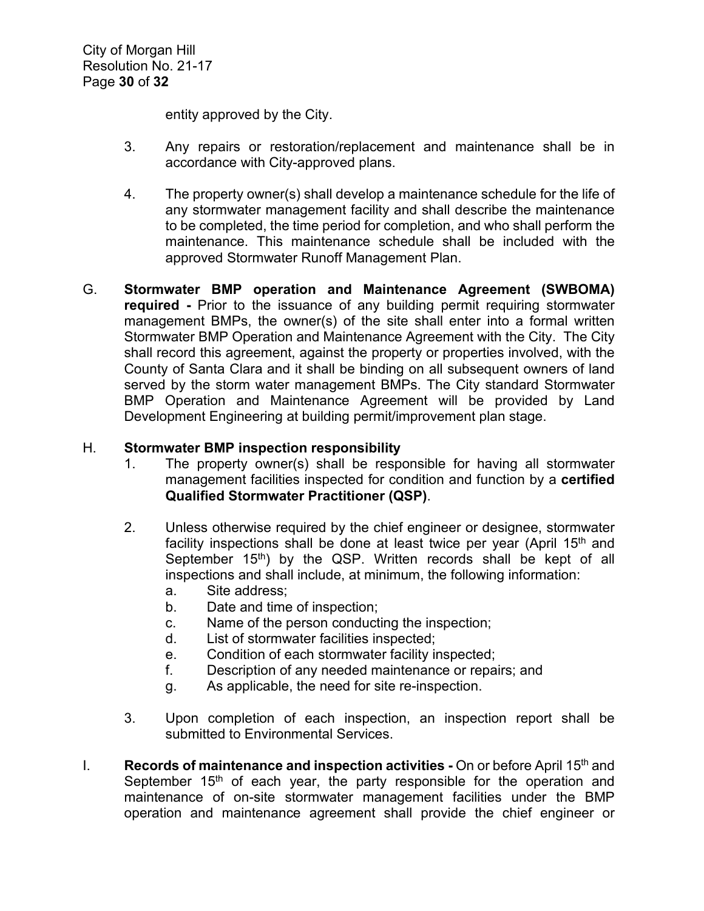entity approved by the City.

3. Any repairs or restoration/replacement and maintenance shall be in accordance with City-approved plans.

4. The property owner(s) shall develop a maintenance schedule for the life of any stormwater management facility and shall describe the maintenance to be completed, the time period for completion, and who shall perform the maintenance. This maintenance schedule shall be included with the approved Stormwater Runoff Management Plan.

G. **Stormwater BMP operation and Maintenance Agreement (SWBOMA) required -** Prior to the issuance of any building permit requiring stormwater management BMPs, the owner(s) of the site shall enter into a formal written Stormwater BMP Operation and Maintenance Agreement with the City. The City shall record this agreement, against the property or properties involved, with the County of Santa Clara and it shall be binding on all subsequent owners of land served by the storm water management BMPs. The City standard Stormwater BMP Operation and Maintenance Agreement will be provided by Land Development Engineering at building permit/improvement plan stage.

H. **Stormwater BMP inspection responsibility**

1. The property owner(s) shall be responsible for having all stormwater management facilities inspected for condition and function by a **certified Qualified Stormwater Practitioner (QSP)**.

2. Unless otherwise required by the chief engineer or designee, stormwater facility inspections shall be done at least twice per year (April 15th and September 15th) by the QSP. Written records shall be kept of all inspections and shall include, at minimum, the following information:
   a. Site address;
   b. Date and time of inspection;
   c. Name of the person conducting the inspection;
   d. List of stormwater facilities inspected;
   e. Condition of each stormwater facility inspected;
   f. Description of any needed maintenance or repairs; and
   g. As applicable, the need for site re-inspection.

3. Upon completion of each inspection, an inspection report shall be submitted to Environmental Services.

I. **Records of maintenance and inspection activities -** On or before April 15th and September 15th of each year, the party responsible for the operation and maintenance of on-site stormwater management facilities under the BMP operation and maintenance agreement shall provide the chief engineer or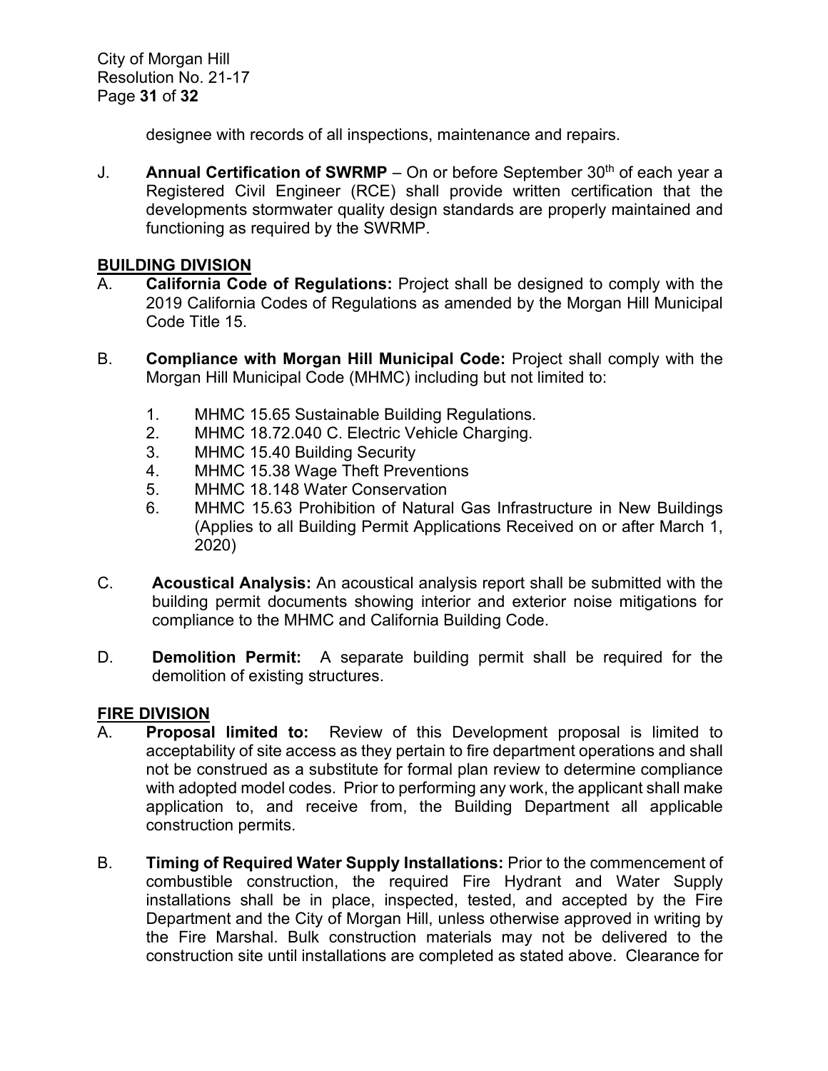designee with records of all inspections, maintenance and repairs.

J. **Annual Certification of SWRMP** – On or before September 30th of each year a Registered Civil Engineer (RCE) shall provide written certification that the developments stormwater quality design standards are properly maintained and functioning as required by the SWRMP.

## BUILDING DIVISION

A. **California Code of Regulations:** Project shall be designed to comply with the 2019 California Codes of Regulations as amended by the Morgan Hill Municipal Code Title 15.

B. **Compliance with Morgan Hill Municipal Code:** Project shall comply with the Morgan Hill Municipal Code (MHMC) including but not limited to:

1. MHMC 15.65 Sustainable Building Regulations.
2. MHMC 18.72.040 C. Electric Vehicle Charging.
3. MHMC 15.40 Building Security
4. MHMC 15.38 Wage Theft Preventions
5. MHMC 18.148 Water Conservation
6. MHMC 15.63 Prohibition of Natural Gas Infrastructure in New Buildings (Applies to all Building Permit Applications Received on or after March 1, 2020)

C. **Acoustical Analysis:** An acoustical analysis report shall be submitted with the building permit documents showing interior and exterior noise mitigations for compliance to the MHMC and California Building Code.

D. **Demolition Permit:** A separate building permit shall be required for the demolition of existing structures.

## FIRE DIVISION

A. **Proposal limited to:** Review of this Development proposal is limited to acceptability of site access as they pertain to fire department operations and shall not be construed as a substitute for formal plan review to determine compliance with adopted model codes. Prior to performing any work, the applicant shall make application to, and receive from, the Building Department all applicable construction permits.

B. **Timing of Required Water Supply Installations:** Prior to the commencement of combustible construction, the required Fire Hydrant and Water Supply installations shall be in place, inspected, tested, and accepted by the Fire Department and the City of Morgan Hill, unless otherwise approved in writing by the Fire Marshal. Bulk construction materials may not be delivered to the construction site until installations are completed as stated above. Clearance for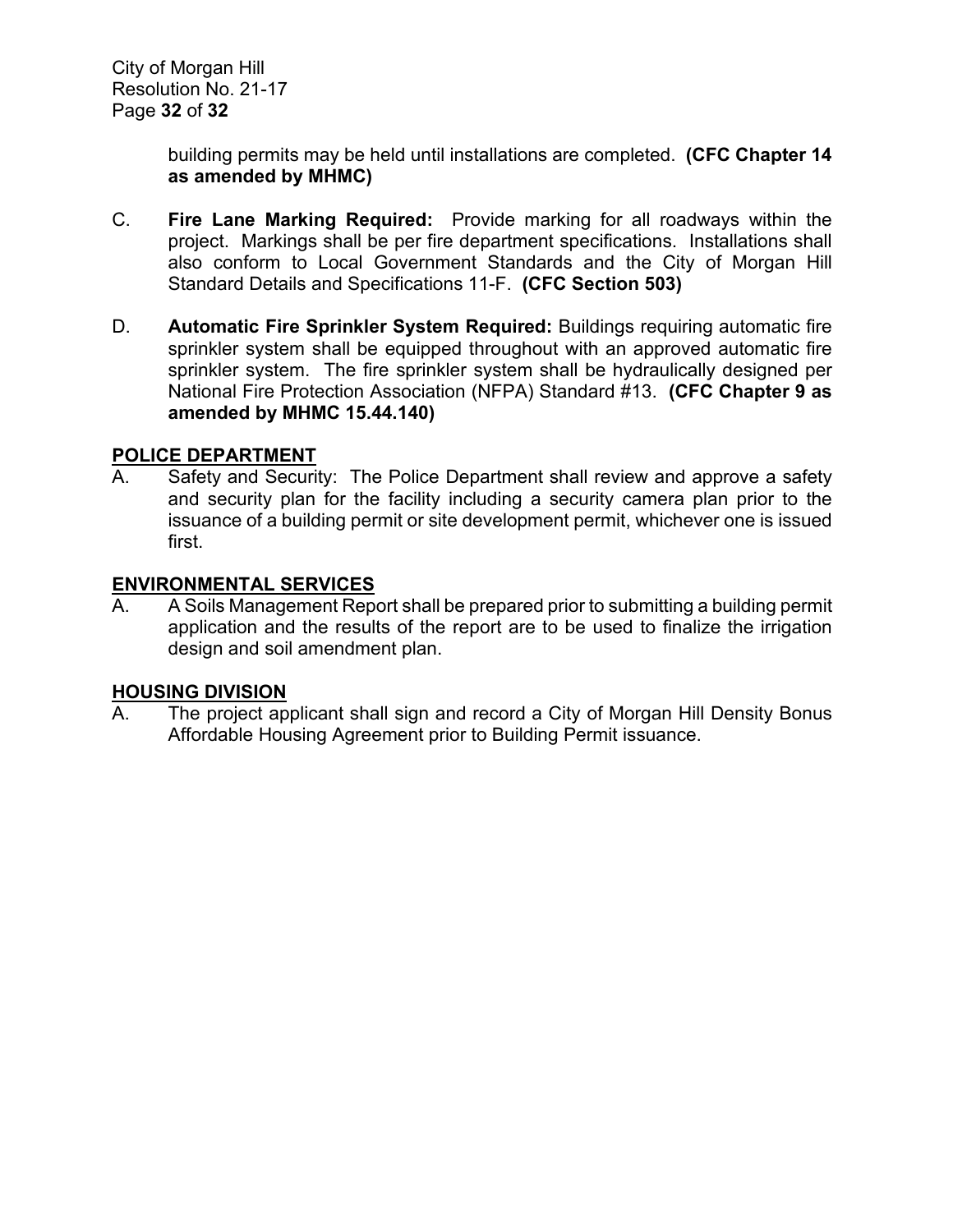building permits may be held until installations are completed. **(CFC Chapter 14 as amended by MHMC)**

C. **Fire Lane Marking Required:** Provide marking for all roadways within the project. Markings shall be per fire department specifications. Installations shall also conform to Local Government Standards and the City of Morgan Hill Standard Details and Specifications 11-F. **(CFC Section 503)**

D. **Automatic Fire Sprinkler System Required:** Buildings requiring automatic fire sprinkler system shall be equipped throughout with an approved automatic fire sprinkler system. The fire sprinkler system shall be hydraulically designed per National Fire Protection Association (NFPA) Standard #13. **(CFC Chapter 9 as amended by MHMC 15.44.140)**

**POLICE DEPARTMENT**

A. Safety and Security: The Police Department shall review and approve a safety and security plan for the facility including a security camera plan prior to the issuance of a building permit or site development permit, whichever one is issued first.

**ENVIRONMENTAL SERVICES**

A. A Soils Management Report shall be prepared prior to submitting a building permit application and the results of the report are to be used to finalize the irrigation design and soil amendment plan.

**HOUSING DIVISION**

A. The project applicant shall sign and record a City of Morgan Hill Density Bonus Affordable Housing Agreement prior to Building Permit issuance.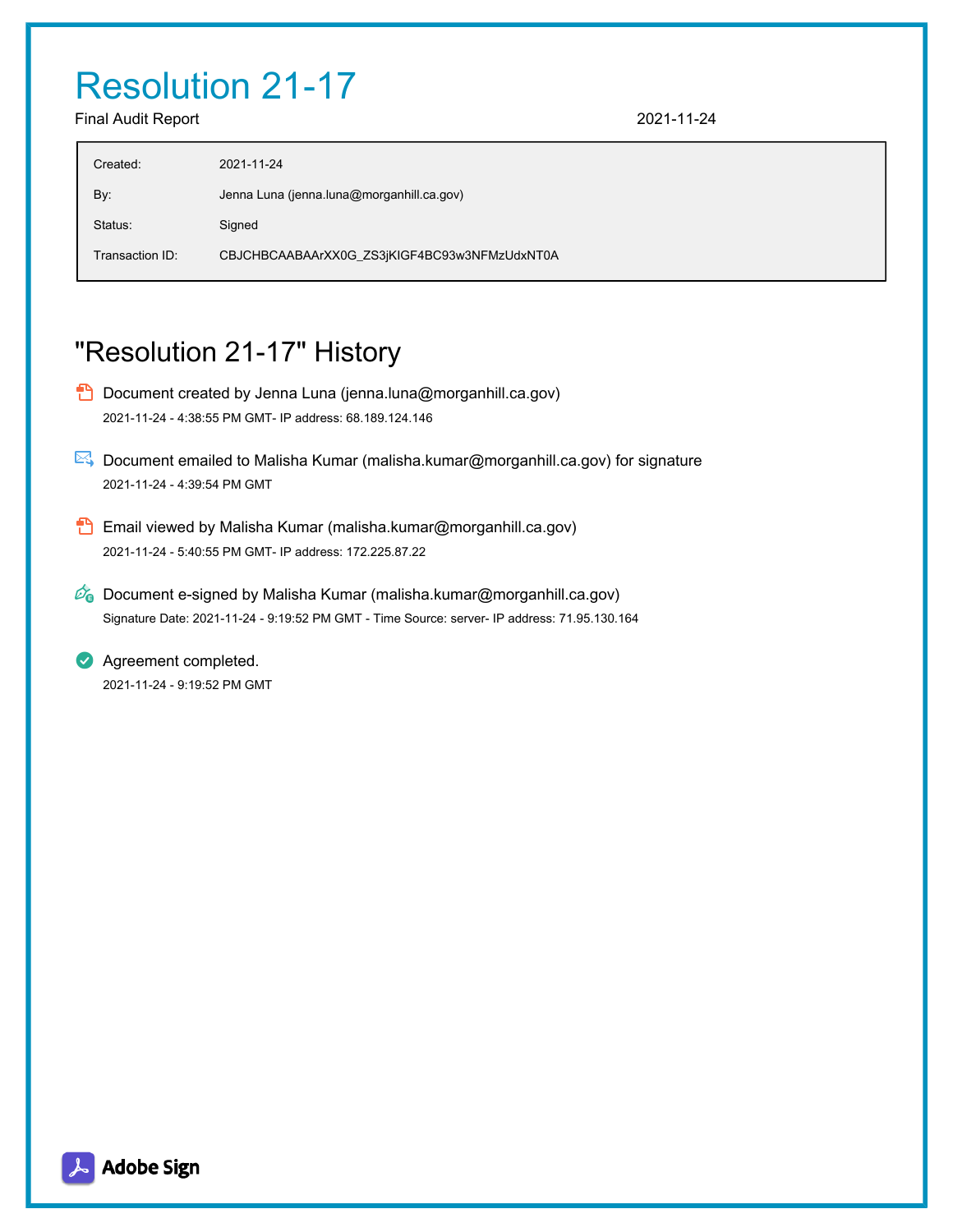# Resolution 21-17

Final Audit Report 2021-11-24

| | |
|---|---|
| Created: | 2021-11-24 |
| By: | Jenna Luna (jenna.luna@morganhill.ca.gov) |
| Status: | Signed |
| Transaction ID: | CBJCHBCAABAArXX0G_ZS3jKIGF4BC93w3NFMzUdxNT0A |

## "Resolution 21-17" History

- Document created by Jenna Luna (jenna.luna@morganhill.ca.gov)
  2021-11-24 - 4:38:55 PM GMT- IP address: 68.189.124.146

- Document emailed to Malisha Kumar (malisha.kumar@morganhill.ca.gov) for signature
  2021-11-24 - 4:39:54 PM GMT

- Email viewed by Malisha Kumar (malisha.kumar@morganhill.ca.gov)
  2021-11-24 - 5:40:55 PM GMT- IP address: 172.225.87.22

- Document e-signed by Malisha Kumar (malisha.kumar@morganhill.ca.gov)
  Signature Date: 2021-11-24 - 9:19:52 PM GMT - Time Source: server- IP address: 71.95.130.164

- Agreement completed.
  2021-11-24 - 9:19:52 PM GMT

Adobe Sign